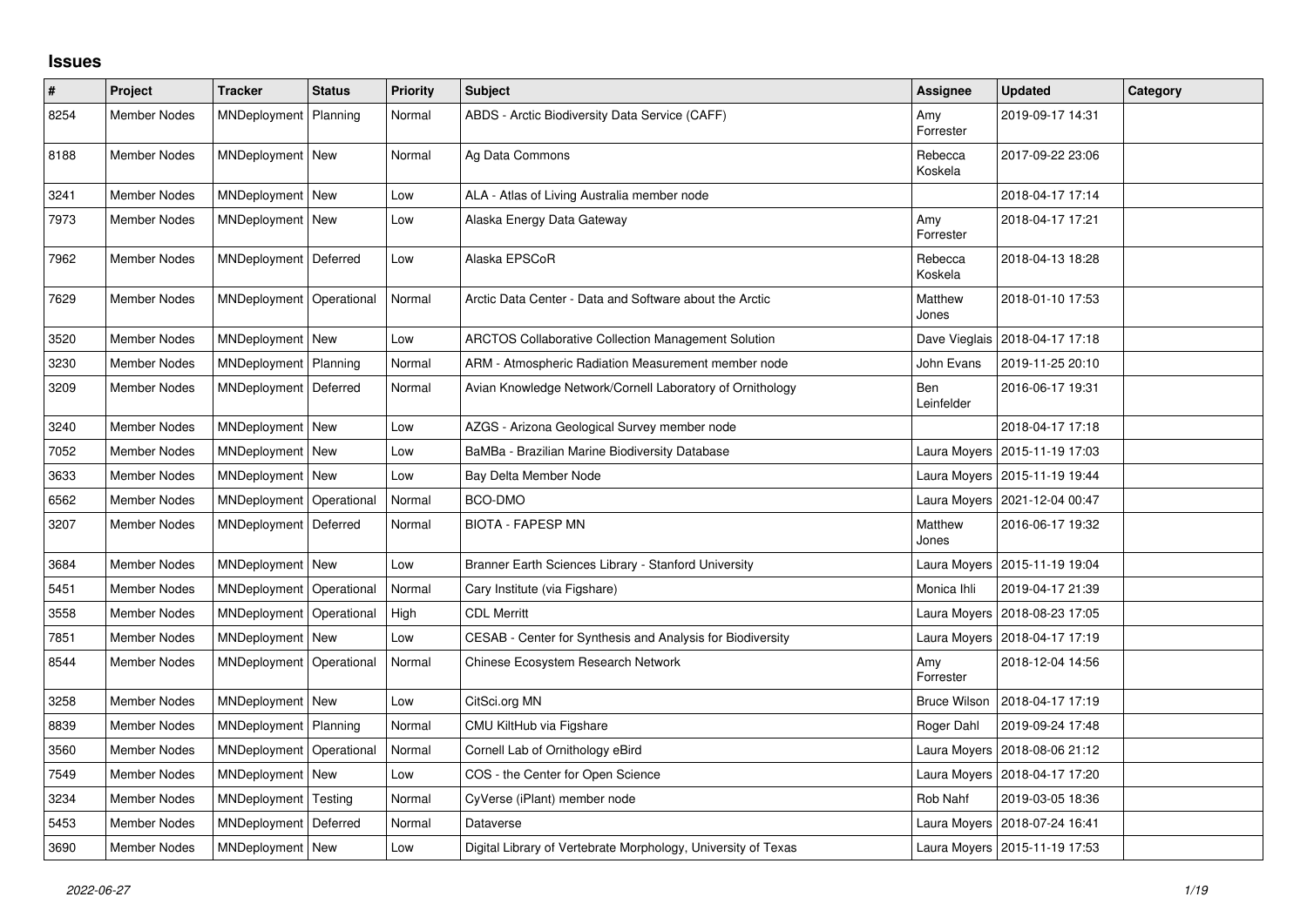# Issues

| # | Project | Tracker | Status | Priority | Subject | Assignee | Updated | Category |
|---|---|---|---|---|---|---|---|---|
| 8254 | Member Nodes | MNDeployment | Planning | Normal | ABDS - Arctic Biodiversity Data Service (CAFF) | Amy Forrester | 2019-09-17 14:31 | |
| 8188 | Member Nodes | MNDeployment | New | Normal | Ag Data Commons | Rebecca Koskela | 2017-09-22 23:06 | |
| 3241 | Member Nodes | MNDeployment | New | Low | ALA - Atlas of Living Australia member node | | 2018-04-17 17:14 | |
| 7973 | Member Nodes | MNDeployment | New | Low | Alaska Energy Data Gateway | Amy Forrester | 2018-04-17 17:21 | |
| 7962 | Member Nodes | MNDeployment | Deferred | Low | Alaska EPSCoR | Rebecca Koskela | 2018-04-13 18:28 | |
| 7629 | Member Nodes | MNDeployment | Operational | Normal | Arctic Data Center - Data and Software about the Arctic | Matthew Jones | 2018-01-10 17:53 | |
| 3520 | Member Nodes | MNDeployment | New | Low | ARCTOS Collaborative Collection Management Solution | Dave Vieglais | 2018-04-17 17:18 | |
| 3230 | Member Nodes | MNDeployment | Planning | Normal | ARM - Atmospheric Radiation Measurement member node | John Evans | 2019-11-25 20:10 | |
| 3209 | Member Nodes | MNDeployment | Deferred | Normal | Avian Knowledge Network/Cornell Laboratory of Ornithology | Ben Leinfelder | 2016-06-17 19:31 | |
| 3240 | Member Nodes | MNDeployment | New | Low | AZGS - Arizona Geological Survey member node | | 2018-04-17 17:18 | |
| 7052 | Member Nodes | MNDeployment | New | Low | BaMBa - Brazilian Marine Biodiversity Database | Laura Moyers | 2015-11-19 17:03 | |
| 3633 | Member Nodes | MNDeployment | New | Low | Bay Delta Member Node | Laura Moyers | 2015-11-19 19:44 | |
| 6562 | Member Nodes | MNDeployment | Operational | Normal | BCO-DMO | Laura Moyers | 2021-12-04 00:47 | |
| 3207 | Member Nodes | MNDeployment | Deferred | Normal | BIOTA - FAPESP MN | Matthew Jones | 2016-06-17 19:32 | |
| 3684 | Member Nodes | MNDeployment | New | Low | Branner Earth Sciences Library - Stanford University | Laura Moyers | 2015-11-19 19:04 | |
| 5451 | Member Nodes | MNDeployment | Operational | Normal | Cary Institute (via Figshare) | Monica Ihli | 2019-04-17 21:39 | |
| 3558 | Member Nodes | MNDeployment | Operational | High | CDL Merritt | Laura Moyers | 2018-08-23 17:05 | |
| 7851 | Member Nodes | MNDeployment | New | Low | CESAB - Center for Synthesis and Analysis for Biodiversity | Laura Moyers | 2018-04-17 17:19 | |
| 8544 | Member Nodes | MNDeployment | Operational | Normal | Chinese Ecosystem Research Network | Amy Forrester | 2018-12-04 14:56 | |
| 3258 | Member Nodes | MNDeployment | New | Low | CitSci.org MN | Bruce Wilson | 2018-04-17 17:19 | |
| 8839 | Member Nodes | MNDeployment | Planning | Normal | CMU KiltHub via Figshare | Roger Dahl | 2019-09-24 17:48 | |
| 3560 | Member Nodes | MNDeployment | Operational | Normal | Cornell Lab of Ornithology eBird | Laura Moyers | 2018-08-06 21:12 | |
| 7549 | Member Nodes | MNDeployment | New | Low | COS - the Center for Open Science | Laura Moyers | 2018-04-17 17:20 | |
| 3234 | Member Nodes | MNDeployment | Testing | Normal | CyVerse (iPlant) member node | Rob Nahf | 2019-03-05 18:36 | |
| 5453 | Member Nodes | MNDeployment | Deferred | Normal | Dataverse | Laura Moyers | 2018-07-24 16:41 | |
| 3690 | Member Nodes | MNDeployment | New | Low | Digital Library of Vertebrate Morphology, University of Texas | Laura Moyers | 2015-11-19 17:53 | |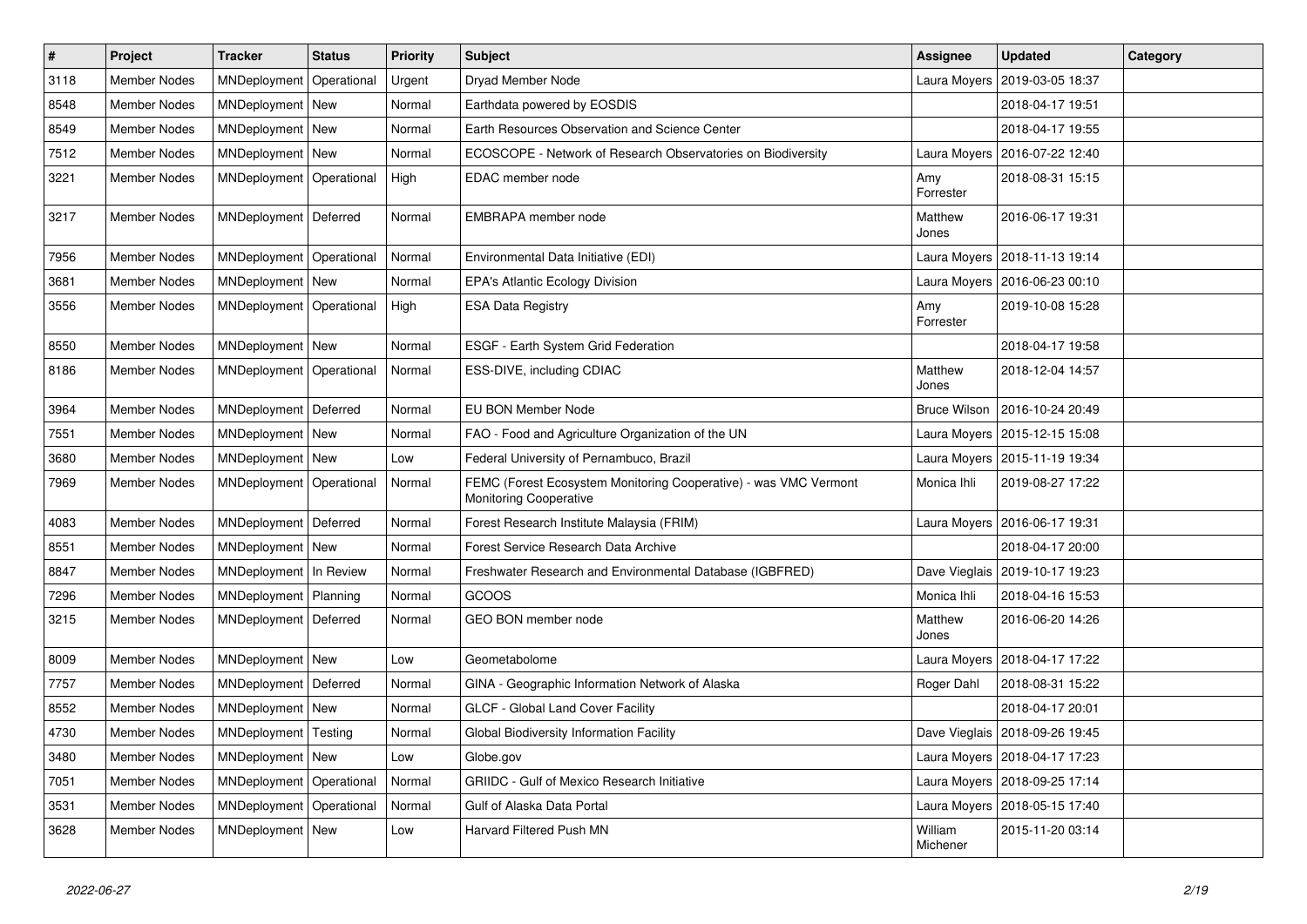| # | Project | Tracker | Status | Priority | Subject | Assignee | Updated | Category |
|---|---|---|---|---|---|---|---|---|
| 3118 | Member Nodes | MNDeployment | Operational | Urgent | Dryad Member Node | Laura Moyers | 2019-03-05 18:37 | |
| 8548 | Member Nodes | MNDeployment | New | Normal | Earthdata powered by EOSDIS | | 2018-04-17 19:51 | |
| 8549 | Member Nodes | MNDeployment | New | Normal | Earth Resources Observation and Science Center | | 2018-04-17 19:55 | |
| 7512 | Member Nodes | MNDeployment | New | Normal | ECOSCOPE - Network of Research Observatories on Biodiversity | Laura Moyers | 2016-07-22 12:40 | |
| 3221 | Member Nodes | MNDeployment | Operational | High | EDAC member node | Amy Forrester | 2018-08-31 15:15 | |
| 3217 | Member Nodes | MNDeployment | Deferred | Normal | EMBRAPA member node | Matthew Jones | 2016-06-17 19:31 | |
| 7956 | Member Nodes | MNDeployment | Operational | Normal | Environmental Data Initiative (EDI) | Laura Moyers | 2018-11-13 19:14 | |
| 3681 | Member Nodes | MNDeployment | New | Normal | EPA's Atlantic Ecology Division | Laura Moyers | 2016-06-23 00:10 | |
| 3556 | Member Nodes | MNDeployment | Operational | High | ESA Data Registry | Amy Forrester | 2019-10-08 15:28 | |
| 8550 | Member Nodes | MNDeployment | New | Normal | ESGF - Earth System Grid Federation | | 2018-04-17 19:58 | |
| 8186 | Member Nodes | MNDeployment | Operational | Normal | ESS-DIVE, including CDIAC | Matthew Jones | 2018-12-04 14:57 | |
| 3964 | Member Nodes | MNDeployment | Deferred | Normal | EU BON Member Node | Bruce Wilson | 2016-10-24 20:49 | |
| 7551 | Member Nodes | MNDeployment | New | Normal | FAO - Food and Agriculture Organization of the UN | Laura Moyers | 2015-12-15 15:08 | |
| 3680 | Member Nodes | MNDeployment | New | Low | Federal University of Pernambuco, Brazil | Laura Moyers | 2015-11-19 19:34 | |
| 7969 | Member Nodes | MNDeployment | Operational | Normal | FEMC (Forest Ecosystem Monitoring Cooperative) - was VMC Vermont Monitoring Cooperative | Monica Ihli | 2019-08-27 17:22 | |
| 4083 | Member Nodes | MNDeployment | Deferred | Normal | Forest Research Institute Malaysia (FRIM) | Laura Moyers | 2016-06-17 19:31 | |
| 8551 | Member Nodes | MNDeployment | New | Normal | Forest Service Research Data Archive | | 2018-04-17 20:00 | |
| 8847 | Member Nodes | MNDeployment | In Review | Normal | Freshwater Research and Environmental Database (IGBFRED) | Dave Vieglais | 2019-10-17 19:23 | |
| 7296 | Member Nodes | MNDeployment | Planning | Normal | GCOOS | Monica Ihli | 2018-04-16 15:53 | |
| 3215 | Member Nodes | MNDeployment | Deferred | Normal | GEO BON member node | Matthew Jones | 2016-06-20 14:26 | |
| 8009 | Member Nodes | MNDeployment | New | Low | Geometabolome | Laura Moyers | 2018-04-17 17:22 | |
| 7757 | Member Nodes | MNDeployment | Deferred | Normal | GINA - Geographic Information Network of Alaska | Roger Dahl | 2018-08-31 15:22 | |
| 8552 | Member Nodes | MNDeployment | New | Normal | GLCF - Global Land Cover Facility | | 2018-04-17 20:01 | |
| 4730 | Member Nodes | MNDeployment | Testing | Normal | Global Biodiversity Information Facility | Dave Vieglais | 2018-09-26 19:45 | |
| 3480 | Member Nodes | MNDeployment | New | Low | Globe.gov | Laura Moyers | 2018-04-17 17:23 | |
| 7051 | Member Nodes | MNDeployment | Operational | Normal | GRIIDC - Gulf of Mexico Research Initiative | Laura Moyers | 2018-09-25 17:14 | |
| 3531 | Member Nodes | MNDeployment | Operational | Normal | Gulf of Alaska Data Portal | Laura Moyers | 2018-05-15 17:40 | |
| 3628 | Member Nodes | MNDeployment | New | Low | Harvard Filtered Push MN | William Michener | 2015-11-20 03:14 | |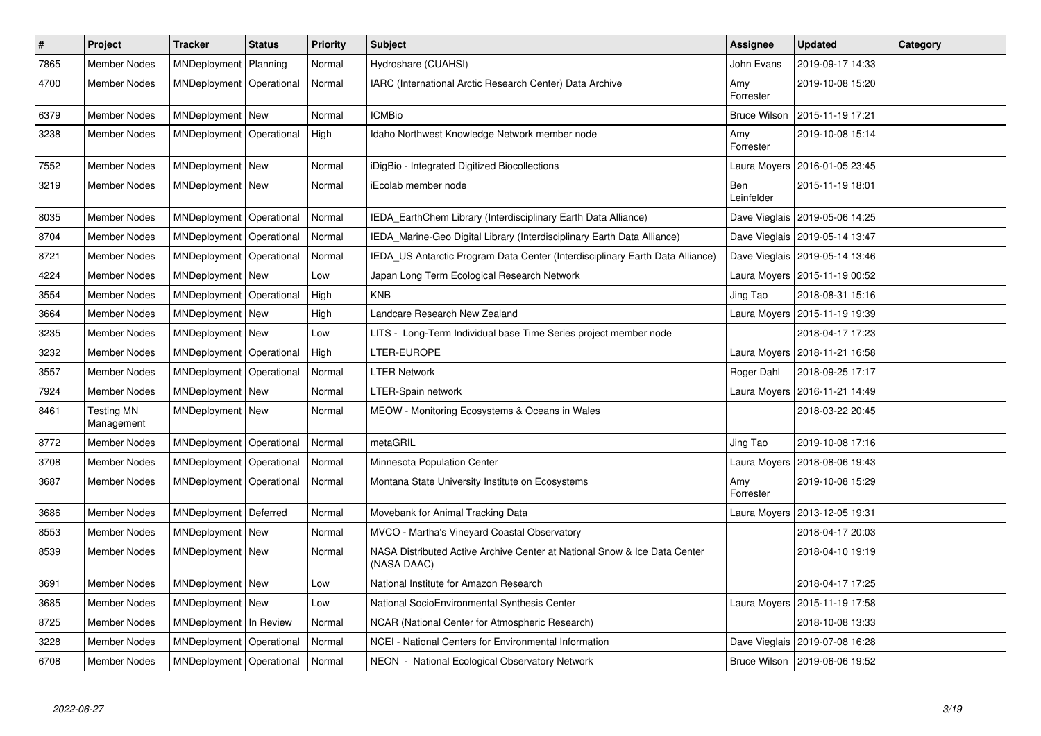| # | Project | Tracker | Status | Priority | Subject | Assignee | Updated | Category |
|---|---|---|---|---|---|---|---|---|
| 7865 | Member Nodes | MNDeployment | Planning | Normal | Hydroshare (CUAHSI) | John Evans | 2019-09-17 14:33 | |
| 4700 | Member Nodes | MNDeployment | Operational | Normal | IARC (International Arctic Research Center) Data Archive | Amy Forrester | 2019-10-08 15:20 | |
| 6379 | Member Nodes | MNDeployment | New | Normal | ICMBio | Bruce Wilson | 2015-11-19 17:21 | |
| 3238 | Member Nodes | MNDeployment | Operational | High | Idaho Northwest Knowledge Network member node | Amy Forrester | 2019-10-08 15:14 | |
| 7552 | Member Nodes | MNDeployment | New | Normal | iDigBio - Integrated Digitized Biocollections | Laura Moyers | 2016-01-05 23:45 | |
| 3219 | Member Nodes | MNDeployment | New | Normal | iEcolab member node | Ben Leinfelder | 2015-11-19 18:01 | |
| 8035 | Member Nodes | MNDeployment | Operational | Normal | IEDA_EarthChem Library (Interdisciplinary Earth Data Alliance) | Dave Vieglais | 2019-05-06 14:25 | |
| 8704 | Member Nodes | MNDeployment | Operational | Normal | IEDA_Marine-Geo Digital Library (Interdisciplinary Earth Data Alliance) | Dave Vieglais | 2019-05-14 13:47 | |
| 8721 | Member Nodes | MNDeployment | Operational | Normal | IEDA_US Antarctic Program Data Center (Interdisciplinary Earth Data Alliance) | Dave Vieglais | 2019-05-14 13:46 | |
| 4224 | Member Nodes | MNDeployment | New | Low | Japan Long Term Ecological Research Network | Laura Moyers | 2015-11-19 00:52 | |
| 3554 | Member Nodes | MNDeployment | Operational | High | KNB | Jing Tao | 2018-08-31 15:16 | |
| 3664 | Member Nodes | MNDeployment | New | High | Landcare Research New Zealand | Laura Moyers | 2015-11-19 19:39 | |
| 3235 | Member Nodes | MNDeployment | New | Low | LITS - Long-Term Individual base Time Series project member node | | 2018-04-17 17:23 | |
| 3232 | Member Nodes | MNDeployment | Operational | High | LTER-EUROPE | Laura Moyers | 2018-11-21 16:58 | |
| 3557 | Member Nodes | MNDeployment | Operational | Normal | LTER Network | Roger Dahl | 2018-09-25 17:17 | |
| 7924 | Member Nodes | MNDeployment | New | Normal | LTER-Spain network | Laura Moyers | 2016-11-21 14:49 | |
| 8461 | Testing MN Management | MNDeployment | New | Normal | MEOW - Monitoring Ecosystems & Oceans in Wales | | 2018-03-22 20:45 | |
| 8772 | Member Nodes | MNDeployment | Operational | Normal | metaGRIL | Jing Tao | 2019-10-08 17:16 | |
| 3708 | Member Nodes | MNDeployment | Operational | Normal | Minnesota Population Center | Laura Moyers | 2018-08-06 19:43 | |
| 3687 | Member Nodes | MNDeployment | Operational | Normal | Montana State University Institute on Ecosystems | Amy Forrester | 2019-10-08 15:29 | |
| 3686 | Member Nodes | MNDeployment | Deferred | Normal | Movebank for Animal Tracking Data | Laura Moyers | 2013-12-05 19:31 | |
| 8553 | Member Nodes | MNDeployment | New | Normal | MVCO - Martha's Vineyard Coastal Observatory | | 2018-04-17 20:03 | |
| 8539 | Member Nodes | MNDeployment | New | Normal | NASA Distributed Active Archive Center at National Snow & Ice Data Center (NASA DAAC) | | 2018-04-10 19:19 | |
| 3691 | Member Nodes | MNDeployment | New | Low | National Institute for Amazon Research | | 2018-04-17 17:25 | |
| 3685 | Member Nodes | MNDeployment | New | Low | National SocioEnvironmental Synthesis Center | Laura Moyers | 2015-11-19 17:58 | |
| 8725 | Member Nodes | MNDeployment | In Review | Normal | NCAR (National Center for Atmospheric Research) | | 2018-10-08 13:33 | |
| 3228 | Member Nodes | MNDeployment | Operational | Normal | NCEI - National Centers for Environmental Information | Dave Vieglais | 2019-07-08 16:28 | |
| 6708 | Member Nodes | MNDeployment | Operational | Normal | NEON - National Ecological Observatory Network | Bruce Wilson | 2019-06-06 19:52 | |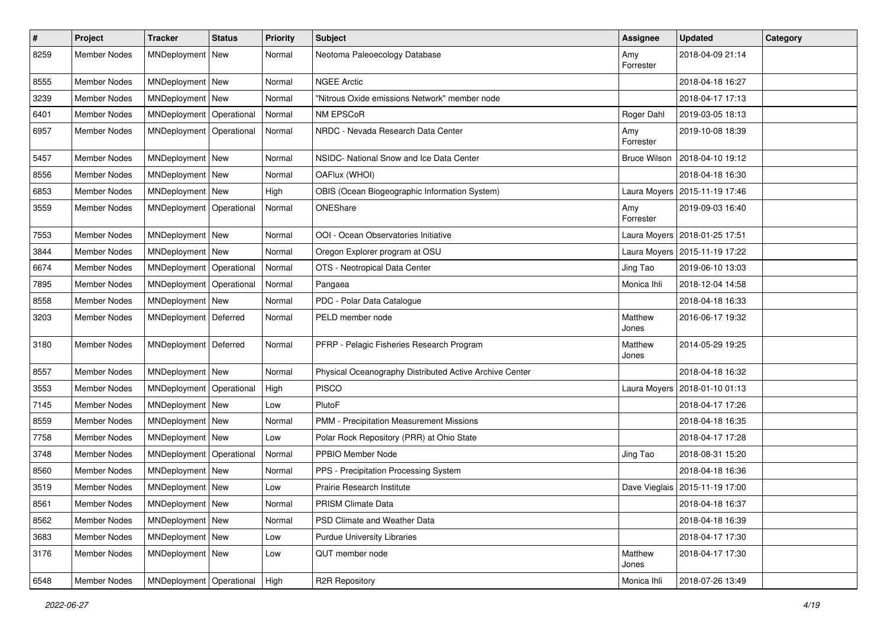| # | Project | Tracker | Status | Priority | Subject | Assignee | Updated | Category |
|---|---|---|---|---|---|---|---|---|
| 8259 | Member Nodes | MNDeployment | New | Normal | Neotoma Paleoecology Database | Amy Forrester | 2018-04-09 21:14 | |
| 8555 | Member Nodes | MNDeployment | New | Normal | NGEE Arctic | | 2018-04-18 16:27 | |
| 3239 | Member Nodes | MNDeployment | New | Normal | "Nitrous Oxide emissions Network" member node | | 2018-04-17 17:13 | |
| 6401 | Member Nodes | MNDeployment | Operational | Normal | NM EPSCoR | Roger Dahl | 2019-03-05 18:13 | |
| 6957 | Member Nodes | MNDeployment | Operational | Normal | NRDC - Nevada Research Data Center | Amy Forrester | 2019-10-08 18:39 | |
| 5457 | Member Nodes | MNDeployment | New | Normal | NSIDC- National Snow and Ice Data Center | Bruce Wilson | 2018-04-10 19:12 | |
| 8556 | Member Nodes | MNDeployment | New | Normal | OAFlux (WHOI) | | 2018-04-18 16:30 | |
| 6853 | Member Nodes | MNDeployment | New | High | OBIS (Ocean Biogeographic Information System) | Laura Moyers | 2015-11-19 17:46 | |
| 3559 | Member Nodes | MNDeployment | Operational | Normal | ONEShare | Amy Forrester | 2019-09-03 16:40 | |
| 7553 | Member Nodes | MNDeployment | New | Normal | OOI - Ocean Observatories Initiative | Laura Moyers | 2018-01-25 17:51 | |
| 3844 | Member Nodes | MNDeployment | New | Normal | Oregon Explorer program at OSU | Laura Moyers | 2015-11-19 17:22 | |
| 6674 | Member Nodes | MNDeployment | Operational | Normal | OTS - Neotropical Data Center | Jing Tao | 2019-06-10 13:03 | |
| 7895 | Member Nodes | MNDeployment | Operational | Normal | Pangaea | Monica Ihli | 2018-12-04 14:58 | |
| 8558 | Member Nodes | MNDeployment | New | Normal | PDC - Polar Data Catalogue | | 2018-04-18 16:33 | |
| 3203 | Member Nodes | MNDeployment | Deferred | Normal | PELD member node | Matthew Jones | 2016-06-17 19:32 | |
| 3180 | Member Nodes | MNDeployment | Deferred | Normal | PFRP - Pelagic Fisheries Research Program | Matthew Jones | 2014-05-29 19:25 | |
| 8557 | Member Nodes | MNDeployment | New | Normal | Physical Oceanography Distributed Active Archive Center | | 2018-04-18 16:32 | |
| 3553 | Member Nodes | MNDeployment | Operational | High | PISCO | Laura Moyers | 2018-01-10 01:13 | |
| 7145 | Member Nodes | MNDeployment | New | Low | PlutoF | | 2018-04-17 17:26 | |
| 8559 | Member Nodes | MNDeployment | New | Normal | PMM - Precipitation Measurement Missions | | 2018-04-18 16:35 | |
| 7758 | Member Nodes | MNDeployment | New | Low | Polar Rock Repository (PRR) at Ohio State | | 2018-04-17 17:28 | |
| 3748 | Member Nodes | MNDeployment | Operational | Normal | PPBIO Member Node | Jing Tao | 2018-08-31 15:20 | |
| 8560 | Member Nodes | MNDeployment | New | Normal | PPS - Precipitation Processing System | | 2018-04-18 16:36 | |
| 3519 | Member Nodes | MNDeployment | New | Low | Prairie Research Institute | Dave Vieglais | 2015-11-19 17:00 | |
| 8561 | Member Nodes | MNDeployment | New | Normal | PRISM Climate Data | | 2018-04-18 16:37 | |
| 8562 | Member Nodes | MNDeployment | New | Normal | PSD Climate and Weather Data | | 2018-04-18 16:39 | |
| 3683 | Member Nodes | MNDeployment | New | Low | Purdue University Libraries | | 2018-04-17 17:30 | |
| 3176 | Member Nodes | MNDeployment | New | Low | QUT member node | Matthew Jones | 2018-04-17 17:30 | |
| 6548 | Member Nodes | MNDeployment | Operational | High | R2R Repository | Monica Ihli | 2018-07-26 13:49 | |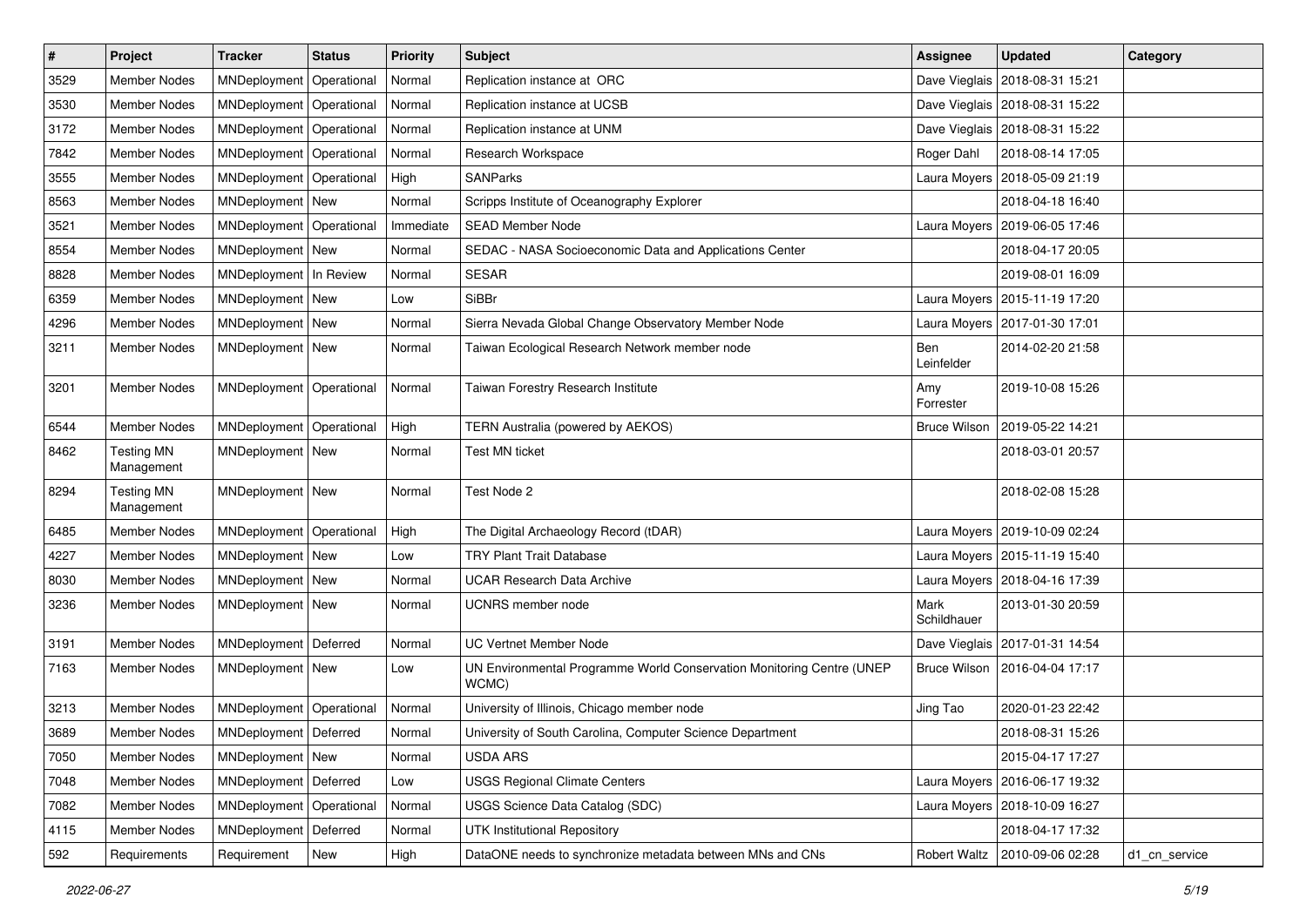| # | Project | Tracker | Status | Priority | Subject | Assignee | Updated | Category |
|---|---|---|---|---|---|---|---|---|
| 3529 | Member Nodes | MNDeployment | Operational | Normal | Replication instance at ORC | Dave Vieglais | 2018-08-31 15:21 | |
| 3530 | Member Nodes | MNDeployment | Operational | Normal | Replication instance at UCSB | Dave Vieglais | 2018-08-31 15:22 | |
| 3172 | Member Nodes | MNDeployment | Operational | Normal | Replication instance at UNM | Dave Vieglais | 2018-08-31 15:22 | |
| 7842 | Member Nodes | MNDeployment | Operational | Normal | Research Workspace | Roger Dahl | 2018-08-14 17:05 | |
| 3555 | Member Nodes | MNDeployment | Operational | High | SANParks | Laura Moyers | 2018-05-09 21:19 | |
| 8563 | Member Nodes | MNDeployment | New | Normal | Scripps Institute of Oceanography Explorer | | 2018-04-18 16:40 | |
| 3521 | Member Nodes | MNDeployment | Operational | Immediate | SEAD Member Node | Laura Moyers | 2019-06-05 17:46 | |
| 8554 | Member Nodes | MNDeployment | New | Normal | SEDAC - NASA Socioeconomic Data and Applications Center | | 2018-04-17 20:05 | |
| 8828 | Member Nodes | MNDeployment | In Review | Normal | SESAR | | 2019-08-01 16:09 | |
| 6359 | Member Nodes | MNDeployment | New | Low | SiBBr | Laura Moyers | 2015-11-19 17:20 | |
| 4296 | Member Nodes | MNDeployment | New | Normal | Sierra Nevada Global Change Observatory Member Node | Laura Moyers | 2017-01-30 17:01 | |
| 3211 | Member Nodes | MNDeployment | New | Normal | Taiwan Ecological Research Network member node | Ben Leinfelder | 2014-02-20 21:58 | |
| 3201 | Member Nodes | MNDeployment | Operational | Normal | Taiwan Forestry Research Institute | Amy Forrester | 2019-10-08 15:26 | |
| 6544 | Member Nodes | MNDeployment | Operational | High | TERN Australia (powered by AEKOS) | Bruce Wilson | 2019-05-22 14:21 | |
| 8462 | Testing MN Management | MNDeployment | New | Normal | Test MN ticket | | 2018-03-01 20:57 | |
| 8294 | Testing MN Management | MNDeployment | New | Normal | Test Node 2 | | 2018-02-08 15:28 | |
| 6485 | Member Nodes | MNDeployment | Operational | High | The Digital Archaeology Record (tDAR) | Laura Moyers | 2019-10-09 02:24 | |
| 4227 | Member Nodes | MNDeployment | New | Low | TRY Plant Trait Database | Laura Moyers | 2015-11-19 15:40 | |
| 8030 | Member Nodes | MNDeployment | New | Normal | UCAR Research Data Archive | Laura Moyers | 2018-04-16 17:39 | |
| 3236 | Member Nodes | MNDeployment | New | Normal | UCNRS member node | Mark Schildhauer | 2013-01-30 20:59 | |
| 3191 | Member Nodes | MNDeployment | Deferred | Normal | UC Vertnet Member Node | Dave Vieglais | 2017-01-31 14:54 | |
| 7163 | Member Nodes | MNDeployment | New | Low | UN Environmental Programme World Conservation Monitoring Centre (UNEP WCMC) | Bruce Wilson | 2016-04-04 17:17 | |
| 3213 | Member Nodes | MNDeployment | Operational | Normal | University of Illinois, Chicago member node | Jing Tao | 2020-01-23 22:42 | |
| 3689 | Member Nodes | MNDeployment | Deferred | Normal | University of South Carolina, Computer Science Department | | 2018-08-31 15:26 | |
| 7050 | Member Nodes | MNDeployment | New | Normal | USDA ARS | | 2015-04-17 17:27 | |
| 7048 | Member Nodes | MNDeployment | Deferred | Low | USGS Regional Climate Centers | Laura Moyers | 2016-06-17 19:32 | |
| 7082 | Member Nodes | MNDeployment | Operational | Normal | USGS Science Data Catalog (SDC) | Laura Moyers | 2018-10-09 16:27 | |
| 4115 | Member Nodes | MNDeployment | Deferred | Normal | UTK Institutional Repository | | 2018-04-17 17:32 | |
| 592 | Requirements | Requirement | New | High | DataONE needs to synchronize metadata between MNs and CNs | Robert Waltz | 2010-09-06 02:28 | d1_cn_service |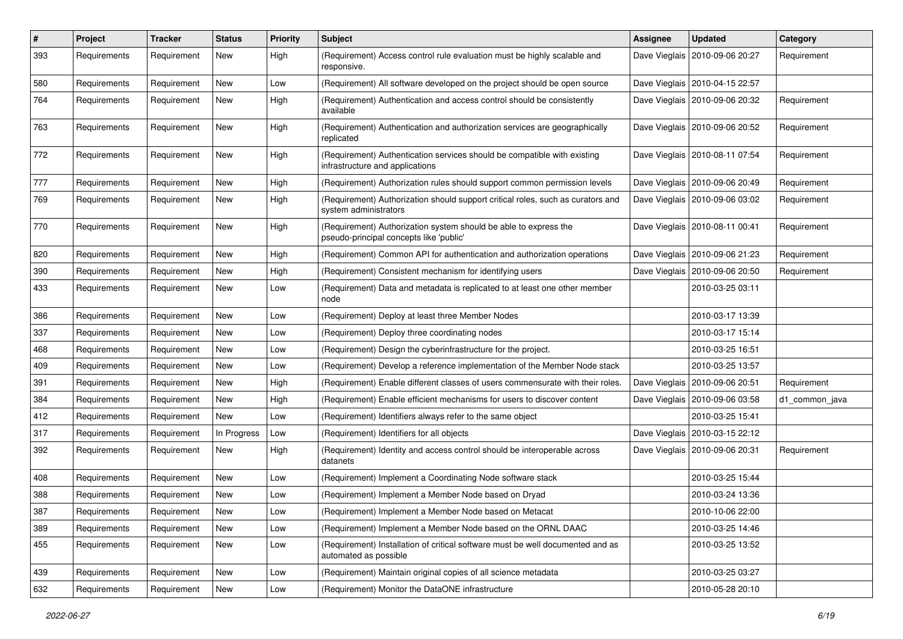| # | Project | Tracker | Status | Priority | Subject | Assignee | Updated | Category |
|---|---|---|---|---|---|---|---|---|
| 393 | Requirements | Requirement | New | High | (Requirement) Access control rule evaluation must be highly scalable and responsive. | Dave Vieglais | 2010-09-06 20:27 | Requirement |
| 580 | Requirements | Requirement | New | Low | (Requirement) All software developed on the project should be open source | Dave Vieglais | 2010-04-15 22:57 | |
| 764 | Requirements | Requirement | New | High | (Requirement) Authentication and access control should be consistently available | Dave Vieglais | 2010-09-06 20:32 | Requirement |
| 763 | Requirements | Requirement | New | High | (Requirement) Authentication and authorization services are geographically replicated | Dave Vieglais | 2010-09-06 20:52 | Requirement |
| 772 | Requirements | Requirement | New | High | (Requirement) Authentication services should be compatible with existing infrastructure and applications | Dave Vieglais | 2010-08-11 07:54 | Requirement |
| 777 | Requirements | Requirement | New | High | (Requirement) Authorization rules should support common permission levels | Dave Vieglais | 2010-09-06 20:49 | Requirement |
| 769 | Requirements | Requirement | New | High | (Requirement) Authorization should support critical roles, such as curators and system administrators | Dave Vieglais | 2010-09-06 03:02 | Requirement |
| 770 | Requirements | Requirement | New | High | (Requirement) Authorization system should be able to express the pseudo-principal concepts like 'public' | Dave Vieglais | 2010-08-11 00:41 | Requirement |
| 820 | Requirements | Requirement | New | High | (Requirement) Common API for authentication and authorization operations | Dave Vieglais | 2010-09-06 21:23 | Requirement |
| 390 | Requirements | Requirement | New | High | (Requirement) Consistent mechanism for identifying users | Dave Vieglais | 2010-09-06 20:50 | Requirement |
| 433 | Requirements | Requirement | New | Low | (Requirement) Data and metadata is replicated to at least one other member node | | 2010-03-25 03:11 | |
| 386 | Requirements | Requirement | New | Low | (Requirement) Deploy at least three Member Nodes | | 2010-03-17 13:39 | |
| 337 | Requirements | Requirement | New | Low | (Requirement) Deploy three coordinating nodes | | 2010-03-17 15:14 | |
| 468 | Requirements | Requirement | New | Low | (Requirement) Design the cyberinfrastructure for the project. | | 2010-03-25 16:51 | |
| 409 | Requirements | Requirement | New | Low | (Requirement) Develop a reference implementation of the Member Node stack | | 2010-03-25 13:57 | |
| 391 | Requirements | Requirement | New | High | (Requirement) Enable different classes of users commensurate with their roles. | Dave Vieglais | 2010-09-06 20:51 | Requirement |
| 384 | Requirements | Requirement | New | High | (Requirement) Enable efficient mechanisms for users to discover content | Dave Vieglais | 2010-09-06 03:58 | d1_common_java |
| 412 | Requirements | Requirement | New | Low | (Requirement) Identifiers always refer to the same object | | 2010-03-25 15:41 | |
| 317 | Requirements | Requirement | In Progress | Low | (Requirement) Identifiers for all objects | Dave Vieglais | 2010-03-15 22:12 | |
| 392 | Requirements | Requirement | New | High | (Requirement) Identity and access control should be interoperable across datanets | Dave Vieglais | 2010-09-06 20:31 | Requirement |
| 408 | Requirements | Requirement | New | Low | (Requirement) Implement a Coordinating Node software stack | | 2010-03-25 15:44 | |
| 388 | Requirements | Requirement | New | Low | (Requirement) Implement a Member Node based on Dryad | | 2010-03-24 13:36 | |
| 387 | Requirements | Requirement | New | Low | (Requirement) Implement a Member Node based on Metacat | | 2010-10-06 22:00 | |
| 389 | Requirements | Requirement | New | Low | (Requirement) Implement a Member Node based on the ORNL DAAC | | 2010-03-25 14:46 | |
| 455 | Requirements | Requirement | New | Low | (Requirement) Installation of critical software must be well documented and as automated as possible | | 2010-03-25 13:52 | |
| 439 | Requirements | Requirement | New | Low | (Requirement) Maintain original copies of all science metadata | | 2010-03-25 03:27 | |
| 632 | Requirements | Requirement | New | Low | (Requirement) Monitor the DataONE infrastructure | | 2010-05-28 20:10 | |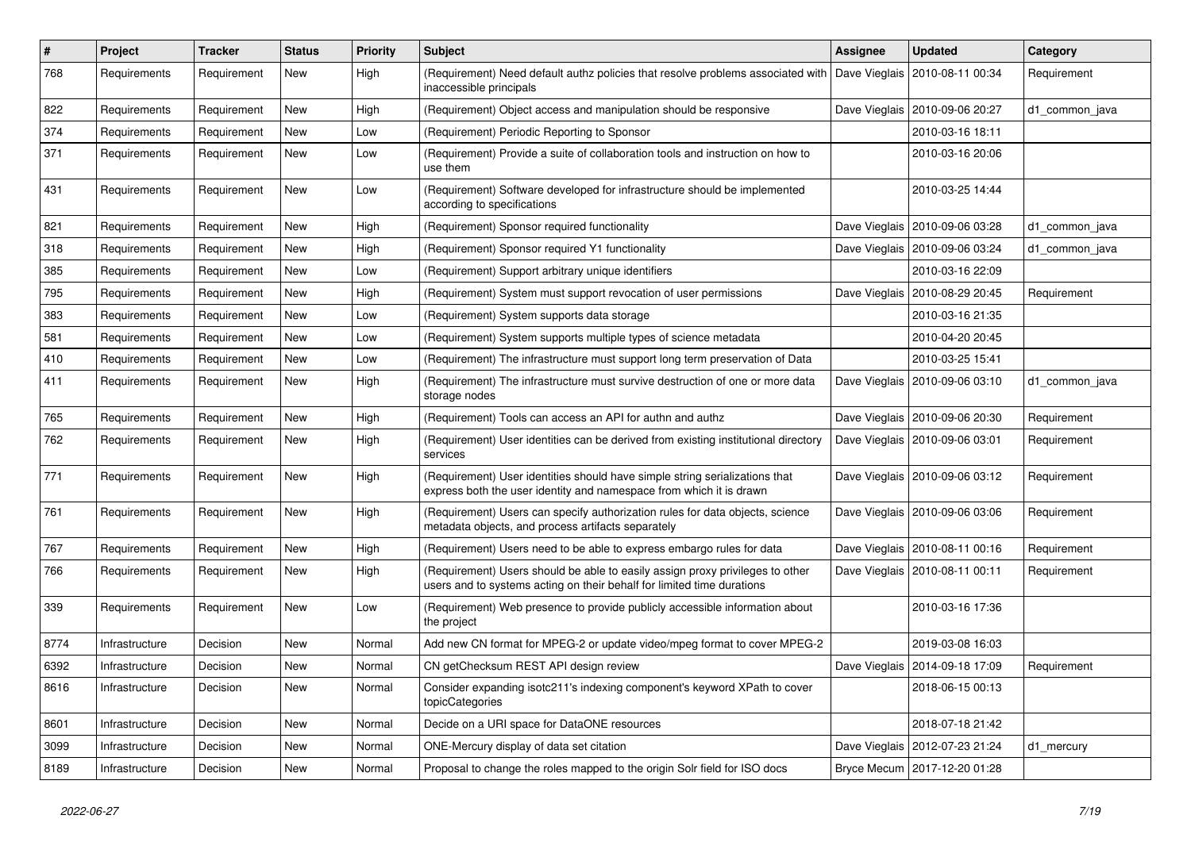| # | Project | Tracker | Status | Priority | Subject | Assignee | Updated | Category |
|---|---|---|---|---|---|---|---|---|
| 768 | Requirements | Requirement | New | High | (Requirement) Need default authz policies that resolve problems associated with inaccessible principals | Dave Vieglais | 2010-08-11 00:34 | Requirement |
| 822 | Requirements | Requirement | New | High | (Requirement) Object access and manipulation should be responsive | Dave Vieglais | 2010-09-06 20:27 | d1_common_java |
| 374 | Requirements | Requirement | New | Low | (Requirement) Periodic Reporting to Sponsor | | 2010-03-16 18:11 | |
| 371 | Requirements | Requirement | New | Low | (Requirement) Provide a suite of collaboration tools and instruction on how to use them | | 2010-03-16 20:06 | |
| 431 | Requirements | Requirement | New | Low | (Requirement) Software developed for infrastructure should be implemented according to specifications | | 2010-03-25 14:44 | |
| 821 | Requirements | Requirement | New | High | (Requirement) Sponsor required functionality | Dave Vieglais | 2010-09-06 03:28 | d1_common_java |
| 318 | Requirements | Requirement | New | High | (Requirement) Sponsor required Y1 functionality | Dave Vieglais | 2010-09-06 03:24 | d1_common_java |
| 385 | Requirements | Requirement | New | Low | (Requirement) Support arbitrary unique identifiers | | 2010-03-16 22:09 | |
| 795 | Requirements | Requirement | New | High | (Requirement) System must support revocation of user permissions | Dave Vieglais | 2010-08-29 20:45 | Requirement |
| 383 | Requirements | Requirement | New | Low | (Requirement) System supports data storage | | 2010-03-16 21:35 | |
| 581 | Requirements | Requirement | New | Low | (Requirement) System supports multiple types of science metadata | | 2010-04-20 20:45 | |
| 410 | Requirements | Requirement | New | Low | (Requirement) The infrastructure must support long term preservation of Data | | 2010-03-25 15:41 | |
| 411 | Requirements | Requirement | New | High | (Requirement) The infrastructure must survive destruction of one or more data storage nodes | Dave Vieglais | 2010-09-06 03:10 | d1_common_java |
| 765 | Requirements | Requirement | New | High | (Requirement) Tools can access an API for authn and authz | Dave Vieglais | 2010-09-06 20:30 | Requirement |
| 762 | Requirements | Requirement | New | High | (Requirement) User identities can be derived from existing institutional directory services | Dave Vieglais | 2010-09-06 03:01 | Requirement |
| 771 | Requirements | Requirement | New | High | (Requirement) User identities should have simple string serializations that express both the user identity and namespace from which it is drawn | Dave Vieglais | 2010-09-06 03:12 | Requirement |
| 761 | Requirements | Requirement | New | High | (Requirement) Users can specify authorization rules for data objects, science metadata objects, and process artifacts separately | Dave Vieglais | 2010-09-06 03:06 | Requirement |
| 767 | Requirements | Requirement | New | High | (Requirement) Users need to be able to express embargo rules for data | Dave Vieglais | 2010-08-11 00:16 | Requirement |
| 766 | Requirements | Requirement | New | High | (Requirement) Users should be able to easily assign proxy privileges to other users and to systems acting on their behalf for limited time durations | Dave Vieglais | 2010-08-11 00:11 | Requirement |
| 339 | Requirements | Requirement | New | Low | (Requirement) Web presence to provide publicly accessible information about the project | | 2010-03-16 17:36 | |
| 8774 | Infrastructure | Decision | New | Normal | Add new CN format for MPEG-2 or update video/mpeg format to cover MPEG-2 | | 2019-03-08 16:03 | |
| 6392 | Infrastructure | Decision | New | Normal | CN getChecksum REST API design review | Dave Vieglais | 2014-09-18 17:09 | Requirement |
| 8616 | Infrastructure | Decision | New | Normal | Consider expanding isotc211's indexing component's keyword XPath to cover topicCategories | | 2018-06-15 00:13 | |
| 8601 | Infrastructure | Decision | New | Normal | Decide on a URI space for DataONE resources | | 2018-07-18 21:42 | |
| 3099 | Infrastructure | Decision | New | Normal | ONE-Mercury display of data set citation | Dave Vieglais | 2012-07-23 21:24 | d1_mercury |
| 8189 | Infrastructure | Decision | New | Normal | Proposal to change the roles mapped to the origin Solr field for ISO docs | Bryce Mecum | 2017-12-20 01:28 | |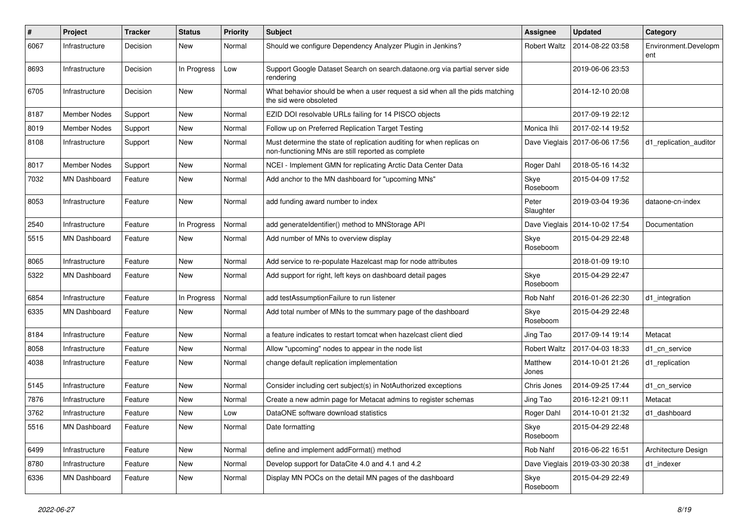| # | Project | Tracker | Status | Priority | Subject | Assignee | Updated | Category |
|---|---|---|---|---|---|---|---|---|
| 6067 | Infrastructure | Decision | New | Normal | Should we configure Dependency Analyzer Plugin in Jenkins? | Robert Waltz | 2014-08-22 03:58 | Environment.Development |
| 8693 | Infrastructure | Decision | In Progress | Low | Support Google Dataset Search on search.dataone.org via partial server side rendering | | 2019-06-06 23:53 | |
| 6705 | Infrastructure | Decision | New | Normal | What behavior should be when a user request a sid when all the pids matching the sid were obsoleted | | 2014-12-10 20:08 | |
| 8187 | Member Nodes | Support | New | Normal | EZID DOI resolvable URLs failing for 14 PISCO objects | | 2017-09-19 22:12 | |
| 8019 | Member Nodes | Support | New | Normal | Follow up on Preferred Replication Target Testing | Monica Ihli | 2017-02-14 19:52 | |
| 8108 | Infrastructure | Support | New | Normal | Must determine the state of replication auditing for when replicas on non-functioning MNs are still reported as complete | Dave Vieglais | 2017-06-06 17:56 | d1_replication_auditor |
| 8017 | Member Nodes | Support | New | Normal | NCEI - Implement GMN for replicating Arctic Data Center Data | Roger Dahl | 2018-05-16 14:32 | |
| 7032 | MN Dashboard | Feature | New | Normal | Add anchor to the MN dashboard for "upcoming MNs" | Skye Roseboom | 2015-04-09 17:52 | |
| 8053 | Infrastructure | Feature | New | Normal | add funding award number to index | Peter Slaughter | 2019-03-04 19:36 | dataone-cn-index |
| 2540 | Infrastructure | Feature | In Progress | Normal | add generateIdentifier() method to MNStorage API | Dave Vieglais | 2014-10-02 17:54 | Documentation |
| 5515 | MN Dashboard | Feature | New | Normal | Add number of MNs to overview display | Skye Roseboom | 2015-04-29 22:48 | |
| 8065 | Infrastructure | Feature | New | Normal | Add service to re-populate Hazelcast map for node attributes | | 2018-01-09 19:10 | |
| 5322 | MN Dashboard | Feature | New | Normal | Add support for right, left keys on dashboard detail pages | Skye Roseboom | 2015-04-29 22:47 | |
| 6854 | Infrastructure | Feature | In Progress | Normal | add testAssumptionFailure to run listener | Rob Nahf | 2016-01-26 22:30 | d1_integration |
| 6335 | MN Dashboard | Feature | New | Normal | Add total number of MNs to the summary page of the dashboard | Skye Roseboom | 2015-04-29 22:48 | |
| 8184 | Infrastructure | Feature | New | Normal | a feature indicates to restart tomcat when hazelcast client died | Jing Tao | 2017-09-14 19:14 | Metacat |
| 8058 | Infrastructure | Feature | New | Normal | Allow "upcoming" nodes to appear in the node list | Robert Waltz | 2017-04-03 18:33 | d1_cn_service |
| 4038 | Infrastructure | Feature | New | Normal | change default replication implementation | Matthew Jones | 2014-10-01 21:26 | d1_replication |
| 5145 | Infrastructure | Feature | New | Normal | Consider including cert subject(s) in NotAuthorized exceptions | Chris Jones | 2014-09-25 17:44 | d1_cn_service |
| 7876 | Infrastructure | Feature | New | Normal | Create a new admin page for Metacat admins to register schemas | Jing Tao | 2016-12-21 09:11 | Metacat |
| 3762 | Infrastructure | Feature | New | Low | DataONE software download statistics | Roger Dahl | 2014-10-01 21:32 | d1_dashboard |
| 5516 | MN Dashboard | Feature | New | Normal | Date formatting | Skye Roseboom | 2015-04-29 22:48 | |
| 6499 | Infrastructure | Feature | New | Normal | define and implement addFormat() method | Rob Nahf | 2016-06-22 16:51 | Architecture Design |
| 8780 | Infrastructure | Feature | New | Normal | Develop support for DataCite 4.0 and 4.1 and 4.2 | Dave Vieglais | 2019-03-30 20:38 | d1_indexer |
| 6336 | MN Dashboard | Feature | New | Normal | Display MN POCs on the detail MN pages of the dashboard | Skye Roseboom | 2015-04-29 22:49 | |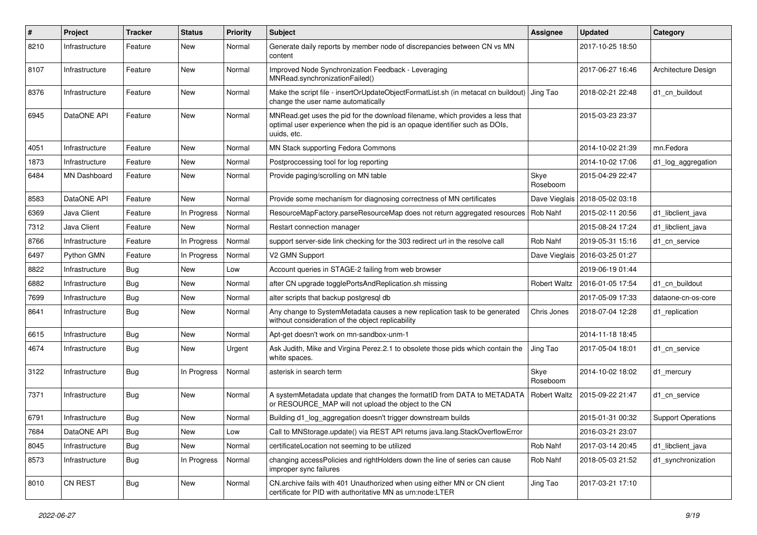| # | Project | Tracker | Status | Priority | Subject | Assignee | Updated | Category |
|---|---|---|---|---|---|---|---|---|
| 8210 | Infrastructure | Feature | New | Normal | Generate daily reports by member node of discrepancies between CN vs MN content | | 2017-10-25 18:50 | |
| 8107 | Infrastructure | Feature | New | Normal | Improved Node Synchronization Feedback - Leveraging MNRead.synchronizationFailed() | | 2017-06-27 16:46 | Architecture Design |
| 8376 | Infrastructure | Feature | New | Normal | Make the script file - insertOrUpdateObjectFormatList.sh (in metacat cn buildout) change the user name automatically | Jing Tao | 2018-02-21 22:48 | d1_cn_buildout |
| 6945 | DataONE API | Feature | New | Normal | MNRead.get uses the pid for the download filename, which provides a less that optimal user experience when the pid is an opaque identifier such as DOIs, uuids, etc. | | 2015-03-23 23:37 | |
| 4051 | Infrastructure | Feature | New | Normal | MN Stack supporting Fedora Commons | | 2014-10-02 21:39 | mn.Fedora |
| 1873 | Infrastructure | Feature | New | Normal | Postproccessing tool for log reporting | | 2014-10-02 17:06 | d1_log_aggregation |
| 6484 | MN Dashboard | Feature | New | Normal | Provide paging/scrolling on MN table | Skye Roseboom | 2015-04-29 22:47 | |
| 8583 | DataONE API | Feature | New | Normal | Provide some mechanism for diagnosing correctness of MN certificates | Dave Vieglais | 2018-05-02 03:18 | |
| 6369 | Java Client | Feature | In Progress | Normal | ResourceMapFactory.parseResourceMap does not return aggregated resources | Rob Nahf | 2015-02-11 20:56 | d1_libclient_java |
| 7312 | Java Client | Feature | New | Normal | Restart connection manager | | 2015-08-24 17:24 | d1_libclient_java |
| 8766 | Infrastructure | Feature | In Progress | Normal | support server-side link checking for the 303 redirect url in the resolve call | Rob Nahf | 2019-05-31 15:16 | d1_cn_service |
| 6497 | Python GMN | Feature | In Progress | Normal | V2 GMN Support | Dave Vieglais | 2016-03-25 01:27 | |
| 8822 | Infrastructure | Bug | New | Low | Account queries in STAGE-2 failing from web browser | | 2019-06-19 01:44 | |
| 6882 | Infrastructure | Bug | New | Normal | after CN upgrade togglePortsAndReplication.sh missing | Robert Waltz | 2016-01-05 17:54 | d1_cn_buildout |
| 7699 | Infrastructure | Bug | New | Normal | alter scripts that backup postgresql db | | 2017-05-09 17:33 | dataone-cn-os-core |
| 8641 | Infrastructure | Bug | New | Normal | Any change to SystemMetadata causes a new replication task to be generated without consideration of the object replicability | Chris Jones | 2018-07-04 12:28 | d1_replication |
| 6615 | Infrastructure | Bug | New | Normal | Apt-get doesn't work on mn-sandbox-unm-1 | | 2014-11-18 18:45 | |
| 4674 | Infrastructure | Bug | New | Urgent | Ask Judith, Mike and Virgina Perez.2.1 to obsolete those pids which contain the white spaces. | Jing Tao | 2017-05-04 18:01 | d1_cn_service |
| 3122 | Infrastructure | Bug | In Progress | Normal | asterisk in search term | Skye Roseboom | 2014-10-02 18:02 | d1_mercury |
| 7371 | Infrastructure | Bug | New | Normal | A systemMetadata update that changes the formatID from DATA to METADATA or RESOURCE_MAP will not upload the object to the CN | Robert Waltz | 2015-09-22 21:47 | d1_cn_service |
| 6791 | Infrastructure | Bug | New | Normal | Building d1_log_aggregation doesn't trigger downstream builds | | 2015-01-31 00:32 | Support Operations |
| 7684 | DataONE API | Bug | New | Low | Call to MNStorage.update() via REST API returns java.lang.StackOverflowError | | 2016-03-21 23:07 | |
| 8045 | Infrastructure | Bug | New | Normal | certificateLocation not seeming to be utilized | Rob Nahf | 2017-03-14 20:45 | d1_libclient_java |
| 8573 | Infrastructure | Bug | In Progress | Normal | changing accessPolicies and rightHolders down the line of series can cause improper sync failures | Rob Nahf | 2018-05-03 21:52 | d1_synchronization |
| 8010 | CN REST | Bug | New | Normal | CN.archive fails with 401 Unauthorized when using either MN or CN client certificate for PID with authoritative MN as urn:node:LTER | Jing Tao | 2017-03-21 17:10 | |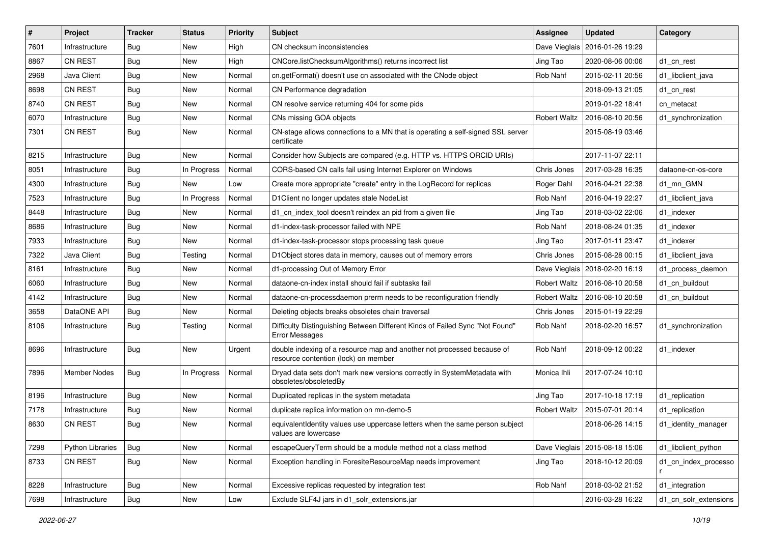| # | Project | Tracker | Status | Priority | Subject | Assignee | Updated | Category |
|---|---|---|---|---|---|---|---|---|
| 7601 | Infrastructure | Bug | New | High | CN checksum inconsistencies | Dave Vieglais | 2016-01-26 19:29 | |
| 8867 | CN REST | Bug | New | High | CNCore.listChecksumAlgorithms() returns incorrect list | Jing Tao | 2020-08-06 00:06 | d1_cn_rest |
| 2968 | Java Client | Bug | New | Normal | cn.getFormat() doesn't use cn associated with the CNode object | Rob Nahf | 2015-02-11 20:56 | d1_libclient_java |
| 8698 | CN REST | Bug | New | Normal | CN Performance degradation | | 2018-09-13 21:05 | d1_cn_rest |
| 8740 | CN REST | Bug | New | Normal | CN resolve service returning 404 for some pids | | 2019-01-22 18:41 | cn_metacat |
| 6070 | Infrastructure | Bug | New | Normal | CNs missing GOA objects | Robert Waltz | 2016-08-10 20:56 | d1_synchronization |
| 7301 | CN REST | Bug | New | Normal | CN-stage allows connections to a MN that is operating a self-signed SSL server certificate | | 2015-08-19 03:46 | |
| 8215 | Infrastructure | Bug | New | Normal | Consider how Subjects are compared (e.g. HTTP vs. HTTPS ORCID URIs) | | 2017-11-07 22:11 | |
| 8051 | Infrastructure | Bug | In Progress | Normal | CORS-based CN calls fail using Internet Explorer on Windows | Chris Jones | 2017-03-28 16:35 | dataone-cn-os-core |
| 4300 | Infrastructure | Bug | New | Low | Create more appropriate "create" entry in the LogRecord for replicas | Roger Dahl | 2016-04-21 22:38 | d1_mn_GMN |
| 7523 | Infrastructure | Bug | In Progress | Normal | D1Client no longer updates stale NodeList | Rob Nahf | 2016-04-19 22:27 | d1_libclient_java |
| 8448 | Infrastructure | Bug | New | Normal | d1_cn_index_tool doesn't reindex an pid from a given file | Jing Tao | 2018-03-02 22:06 | d1_indexer |
| 8686 | Infrastructure | Bug | New | Normal | d1-index-task-processor failed with NPE | Rob Nahf | 2018-08-24 01:35 | d1_indexer |
| 7933 | Infrastructure | Bug | New | Normal | d1-index-task-processor stops processing task queue | Jing Tao | 2017-01-11 23:47 | d1_indexer |
| 7322 | Java Client | Bug | Testing | Normal | D1Object stores data in memory, causes out of memory errors | Chris Jones | 2015-08-28 00:15 | d1_libclient_java |
| 8161 | Infrastructure | Bug | New | Normal | d1-processing Out of Memory Error | Dave Vieglais | 2018-02-20 16:19 | d1_process_daemon |
| 6060 | Infrastructure | Bug | New | Normal | dataone-cn-index install should fail if subtasks fail | Robert Waltz | 2016-08-10 20:58 | d1_cn_buildout |
| 4142 | Infrastructure | Bug | New | Normal | dataone-cn-processdaemon prerm needs to be reconfiguration friendly | Robert Waltz | 2016-08-10 20:58 | d1_cn_buildout |
| 3658 | DataONE API | Bug | New | Normal | Deleting objects breaks obsoletes chain traversal | Chris Jones | 2015-01-19 22:29 | |
| 8106 | Infrastructure | Bug | Testing | Normal | Difficulty Distinguishing Between Different Kinds of Failed Sync "Not Found" Error Messages | Rob Nahf | 2018-02-20 16:57 | d1_synchronization |
| 8696 | Infrastructure | Bug | New | Urgent | double indexing of a resource map and another not processed because of resource contention (lock) on member | Rob Nahf | 2018-09-12 00:22 | d1_indexer |
| 7896 | Member Nodes | Bug | In Progress | Normal | Dryad data sets don't mark new versions correctly in SystemMetadata with obsoletes/obsoletedBy | Monica Ihli | 2017-07-24 10:10 | |
| 8196 | Infrastructure | Bug | New | Normal | Duplicated replicas in the system metadata | Jing Tao | 2017-10-18 17:19 | d1_replication |
| 7178 | Infrastructure | Bug | New | Normal | duplicate replica information on mn-demo-5 | Robert Waltz | 2015-07-01 20:14 | d1_replication |
| 8630 | CN REST | Bug | New | Normal | equivalentIdentity values use uppercase letters when the same person subject values are lowercase | | 2018-06-26 14:15 | d1_identity_manager |
| 7298 | Python Libraries | Bug | New | Normal | escapeQueryTerm should be a module method not a class method | Dave Vieglais | 2015-08-18 15:06 | d1_libclient_python |
| 8733 | CN REST | Bug | New | Normal | Exception handling in ForesiteResourceMap needs improvement | Jing Tao | 2018-10-12 20:09 | d1_cn_index_processor |
| 8228 | Infrastructure | Bug | New | Normal | Excessive replicas requested by integration test | Rob Nahf | 2018-03-02 21:52 | d1_integration |
| 7698 | Infrastructure | Bug | New | Low | Exclude SLF4J jars in d1_solr_extensions.jar | | 2016-03-28 16:22 | d1_cn_solr_extensions |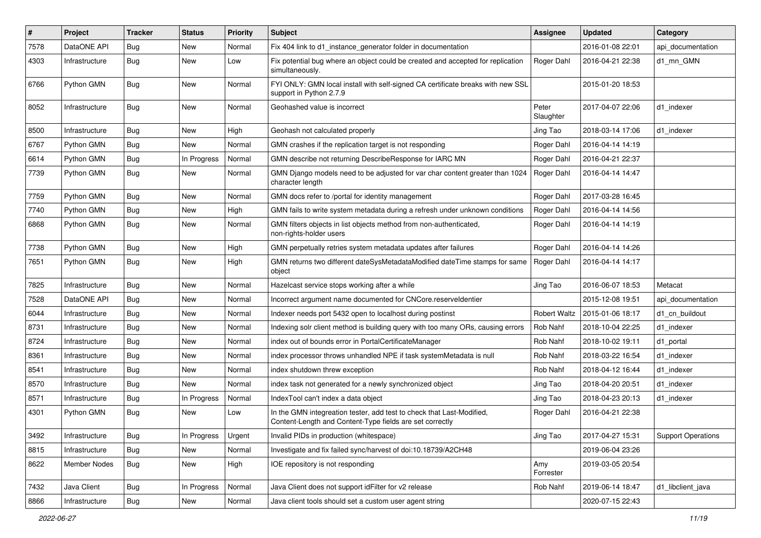| # | Project | Tracker | Status | Priority | Subject | Assignee | Updated | Category |
|---|---|---|---|---|---|---|---|---|
| 7578 | DataONE API | Bug | New | Normal | Fix 404 link to d1_instance_generator folder in documentation | | 2016-01-08 22:01 | api_documentation |
| 4303 | Infrastructure | Bug | New | Low | Fix potential bug where an object could be created and accepted for replication simultaneously. | Roger Dahl | 2016-04-21 22:38 | d1_mn_GMN |
| 6766 | Python GMN | Bug | New | Normal | FYI ONLY: GMN local install with self-signed CA certificate breaks with new SSL support in Python 2.7.9 | | 2015-01-20 18:53 | |
| 8052 | Infrastructure | Bug | New | Normal | Geohashed value is incorrect | Peter Slaughter | 2017-04-07 22:06 | d1_indexer |
| 8500 | Infrastructure | Bug | New | High | Geohash not calculated properly | Jing Tao | 2018-03-14 17:06 | d1_indexer |
| 6767 | Python GMN | Bug | New | Normal | GMN crashes if the replication target is not responding | Roger Dahl | 2016-04-14 14:19 | |
| 6614 | Python GMN | Bug | In Progress | Normal | GMN describe not returning DescribeResponse for IARC MN | Roger Dahl | 2016-04-21 22:37 | |
| 7739 | Python GMN | Bug | New | Normal | GMN Django models need to be adjusted for var char content greater than 1024 character length | Roger Dahl | 2016-04-14 14:47 | |
| 7759 | Python GMN | Bug | New | Normal | GMN docs refer to /portal for identity management | Roger Dahl | 2017-03-28 16:45 | |
| 7740 | Python GMN | Bug | New | High | GMN fails to write system metadata during a refresh under unknown conditions | Roger Dahl | 2016-04-14 14:56 | |
| 6868 | Python GMN | Bug | New | Normal | GMN filters objects in list objects method from non-authenticated, non-rights-holder users | Roger Dahl | 2016-04-14 14:19 | |
| 7738 | Python GMN | Bug | New | High | GMN perpetually retries system metadata updates after failures | Roger Dahl | 2016-04-14 14:26 | |
| 7651 | Python GMN | Bug | New | High | GMN returns two different dateSysMetadataModified dateTime stamps for same object | Roger Dahl | 2016-04-14 14:17 | |
| 7825 | Infrastructure | Bug | New | Normal | Hazelcast service stops working after a while | Jing Tao | 2016-06-07 18:53 | Metacat |
| 7528 | DataONE API | Bug | New | Normal | Incorrect argument name documented for CNCore.reserveIdentier | | 2015-12-08 19:51 | api_documentation |
| 6044 | Infrastructure | Bug | New | Normal | Indexer needs port 5432 open to localhost during postinst | Robert Waltz | 2015-01-06 18:17 | d1_cn_buildout |
| 8731 | Infrastructure | Bug | New | Normal | Indexing solr client method is building query with too many ORs, causing errors | Rob Nahf | 2018-10-04 22:25 | d1_indexer |
| 8724 | Infrastructure | Bug | New | Normal | index out of bounds error in PortalCertificateManager | Rob Nahf | 2018-10-02 19:11 | d1_portal |
| 8361 | Infrastructure | Bug | New | Normal | index processor throws unhandled NPE if task systemMetadata is null | Rob Nahf | 2018-03-22 16:54 | d1_indexer |
| 8541 | Infrastructure | Bug | New | Normal | index shutdown threw exception | Rob Nahf | 2018-04-12 16:44 | d1_indexer |
| 8570 | Infrastructure | Bug | New | Normal | index task not generated for a newly synchronized object | Jing Tao | 2018-04-20 20:51 | d1_indexer |
| 8571 | Infrastructure | Bug | In Progress | Normal | IndexTool can't index a data object | Jing Tao | 2018-04-23 20:13 | d1_indexer |
| 4301 | Python GMN | Bug | New | Low | In the GMN integreation tester, add test to check that Last-Modified, Content-Length and Content-Type fields are set correctly | Roger Dahl | 2016-04-21 22:38 | |
| 3492 | Infrastructure | Bug | In Progress | Urgent | Invalid PIDs in production (whitespace) | Jing Tao | 2017-04-27 15:31 | Support Operations |
| 8815 | Infrastructure | Bug | New | Normal | Investigate and fix failed sync/harvest of doi:10.18739/A2CH48 | | 2019-06-04 23:26 | |
| 8622 | Member Nodes | Bug | New | High | IOE repository is not responding | Amy Forrester | 2019-03-05 20:54 | |
| 7432 | Java Client | Bug | In Progress | Normal | Java Client does not support idFilter for v2 release | Rob Nahf | 2019-06-14 18:47 | d1_libclient_java |
| 8866 | Infrastructure | Bug | New | Normal | Java client tools should set a custom user agent string | | 2020-07-15 22:43 | |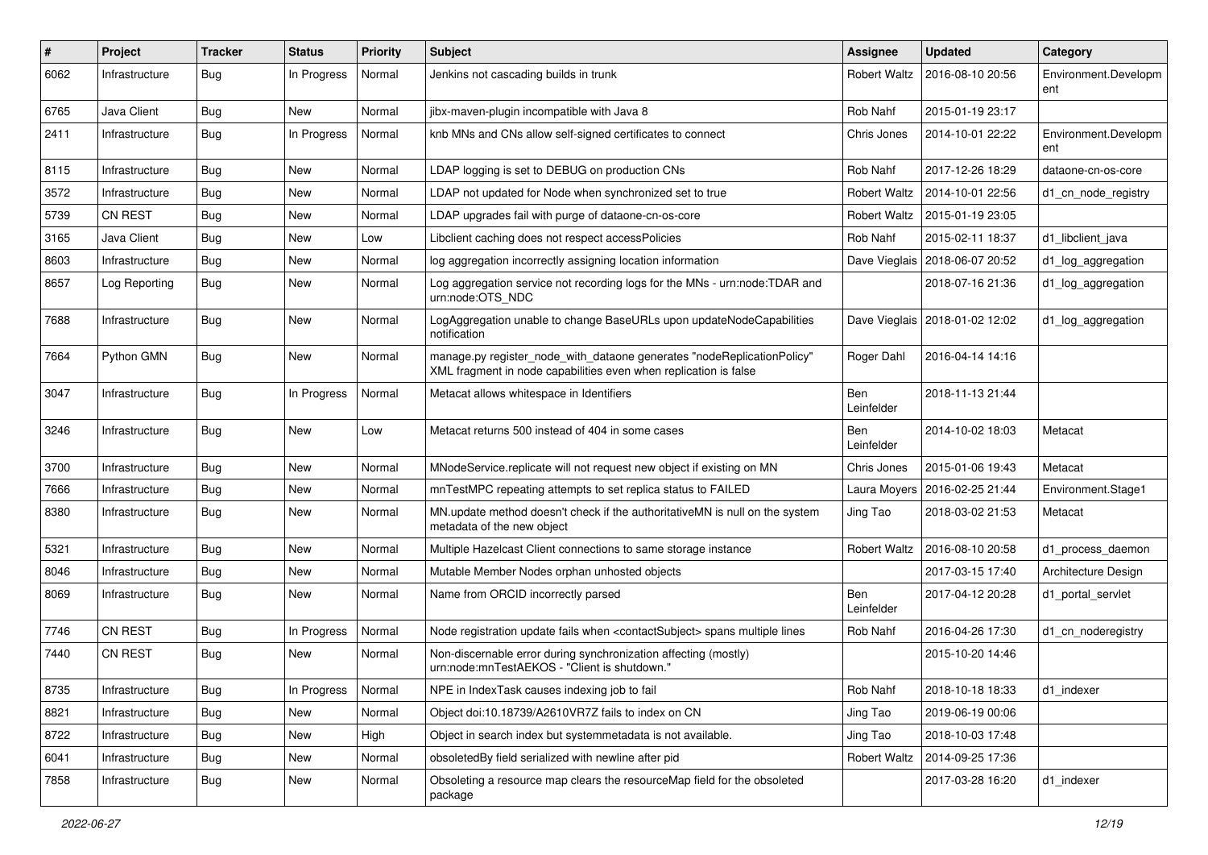| # | Project | Tracker | Status | Priority | Subject | Assignee | Updated | Category |
|---|---|---|---|---|---|---|---|---|
| 6062 | Infrastructure | Bug | In Progress | Normal | Jenkins not cascading builds in trunk | Robert Waltz | 2016-08-10 20:56 | Environment.Development |
| 6765 | Java Client | Bug | New | Normal | jibx-maven-plugin incompatible with Java 8 | Rob Nahf | 2015-01-19 23:17 | |
| 2411 | Infrastructure | Bug | In Progress | Normal | knb MNs and CNs allow self-signed certificates to connect | Chris Jones | 2014-10-01 22:22 | Environment.Development |
| 8115 | Infrastructure | Bug | New | Normal | LDAP logging is set to DEBUG on production CNs | Rob Nahf | 2017-12-26 18:29 | dataone-cn-os-core |
| 3572 | Infrastructure | Bug | New | Normal | LDAP not updated for Node when synchronized set to true | Robert Waltz | 2014-10-01 22:56 | d1_cn_node_registry |
| 5739 | CN REST | Bug | New | Normal | LDAP upgrades fail with purge of dataone-cn-os-core | Robert Waltz | 2015-01-19 23:05 | |
| 3165 | Java Client | Bug | New | Low | Libclient caching does not respect accessPolicies | Rob Nahf | 2015-02-11 18:37 | d1_libclient_java |
| 8603 | Infrastructure | Bug | New | Normal | log aggregation incorrectly assigning location information | Dave Vieglais | 2018-06-07 20:52 | d1_log_aggregation |
| 8657 | Log Reporting | Bug | New | Normal | Log aggregation service not recording logs for the MNs - urn:node:TDAR and urn:node:OTS_NDC | | 2018-07-16 21:36 | d1_log_aggregation |
| 7688 | Infrastructure | Bug | New | Normal | LogAggregation unable to change BaseURLs upon updateNodeCapabilities notification | Dave Vieglais | 2018-01-02 12:02 | d1_log_aggregation |
| 7664 | Python GMN | Bug | New | Normal | manage.py register_node_with_dataone generates "nodeReplicationPolicy" XML fragment in node capabilities even when replication is false | Roger Dahl | 2016-04-14 14:16 | |
| 3047 | Infrastructure | Bug | In Progress | Normal | Metacat allows whitespace in Identifiers | Ben Leinfelder | 2018-11-13 21:44 | |
| 3246 | Infrastructure | Bug | New | Low | Metacat returns 500 instead of 404 in some cases | Ben Leinfelder | 2014-10-02 18:03 | Metacat |
| 3700 | Infrastructure | Bug | New | Normal | MNodeService.replicate will not request new object if existing on MN | Chris Jones | 2015-01-06 19:43 | Metacat |
| 7666 | Infrastructure | Bug | New | Normal | mnTestMPC repeating attempts to set replica status to FAILED | Laura Moyers | 2016-02-25 21:44 | Environment.Stage1 |
| 8380 | Infrastructure | Bug | New | Normal | MN.update method doesn't check if the authoritativeMN is null on the system metadata of the new object | Jing Tao | 2018-03-02 21:53 | Metacat |
| 5321 | Infrastructure | Bug | New | Normal | Multiple Hazelcast Client connections to same storage instance | Robert Waltz | 2016-08-10 20:58 | d1_process_daemon |
| 8046 | Infrastructure | Bug | New | Normal | Mutable Member Nodes orphan unhosted objects | | 2017-03-15 17:40 | Architecture Design |
| 8069 | Infrastructure | Bug | New | Normal | Name from ORCID incorrectly parsed | Ben Leinfelder | 2017-04-12 20:28 | d1_portal_servlet |
| 7746 | CN REST | Bug | In Progress | Normal | Node registration update fails when <contactSubject> spans multiple lines | Rob Nahf | 2016-04-26 17:30 | d1_cn_noderegistry |
| 7440 | CN REST | Bug | New | Normal | Non-discernable error during synchronization affecting (mostly) urn:node:mnTestAEKOS - "Client is shutdown." | | 2015-10-20 14:46 | |
| 8735 | Infrastructure | Bug | In Progress | Normal | NPE in IndexTask causes indexing job to fail | Rob Nahf | 2018-10-18 18:33 | d1_indexer |
| 8821 | Infrastructure | Bug | New | Normal | Object doi:10.18739/A2610VR7Z fails to index on CN | Jing Tao | 2019-06-19 00:06 | |
| 8722 | Infrastructure | Bug | New | High | Object in search index but systemmetadata is not available. | Jing Tao | 2018-10-03 17:48 | |
| 6041 | Infrastructure | Bug | New | Normal | obsoletedBy field serialized with newline after pid | Robert Waltz | 2014-09-25 17:36 | |
| 7858 | Infrastructure | Bug | New | Normal | Obsoleting a resource map clears the resourceMap field for the obsoleted package | | 2017-03-28 16:20 | d1_indexer |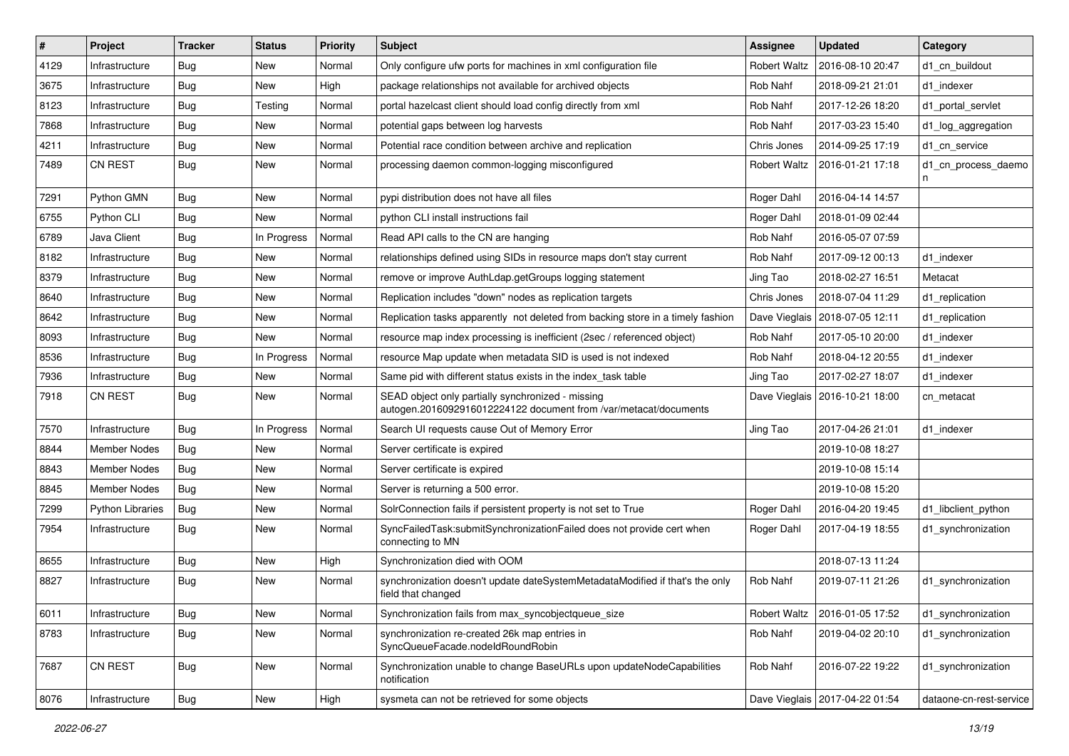| # | Project | Tracker | Status | Priority | Subject | Assignee | Updated | Category |
|---|---|---|---|---|---|---|---|---|
| 4129 | Infrastructure | Bug | New | Normal | Only configure ufw ports for machines in xml configuration file | Robert Waltz | 2016-08-10 20:47 | d1_cn_buildout |
| 3675 | Infrastructure | Bug | New | High | package relationships not available for archived objects | Rob Nahf | 2018-09-21 21:01 | d1_indexer |
| 8123 | Infrastructure | Bug | Testing | Normal | portal hazelcast client should load config directly from xml | Rob Nahf | 2017-12-26 18:20 | d1_portal_servlet |
| 7868 | Infrastructure | Bug | New | Normal | potential gaps between log harvests | Rob Nahf | 2017-03-23 15:40 | d1_log_aggregation |
| 4211 | Infrastructure | Bug | New | Normal | Potential race condition between archive and replication | Chris Jones | 2014-09-25 17:19 | d1_cn_service |
| 7489 | CN REST | Bug | New | Normal | processing daemon common-logging misconfigured | Robert Waltz | 2016-01-21 17:18 | d1_cn_process_daemon |
| 7291 | Python GMN | Bug | New | Normal | pypi distribution does not have all files | Roger Dahl | 2016-04-14 14:57 | |
| 6755 | Python CLI | Bug | New | Normal | python CLI install instructions fail | Roger Dahl | 2018-01-09 02:44 | |
| 6789 | Java Client | Bug | In Progress | Normal | Read API calls to the CN are hanging | Rob Nahf | 2016-05-07 07:59 | |
| 8182 | Infrastructure | Bug | New | Normal | relationships defined using SIDs in resource maps don't stay current | Rob Nahf | 2017-09-12 00:13 | d1_indexer |
| 8379 | Infrastructure | Bug | New | Normal | remove or improve AuthLdap.getGroups logging statement | Jing Tao | 2018-02-27 16:51 | Metacat |
| 8640 | Infrastructure | Bug | New | Normal | Replication includes "down" nodes as replication targets | Chris Jones | 2018-07-04 11:29 | d1_replication |
| 8642 | Infrastructure | Bug | New | Normal | Replication tasks apparently not deleted from backing store in a timely fashion | Dave Vieglais | 2018-07-05 12:11 | d1_replication |
| 8093 | Infrastructure | Bug | New | Normal | resource map index processing is inefficient (2sec / referenced object) | Rob Nahf | 2017-05-10 20:00 | d1_indexer |
| 8536 | Infrastructure | Bug | In Progress | Normal | resource Map update when metadata SID is used is not indexed | Rob Nahf | 2018-04-12 20:55 | d1_indexer |
| 7936 | Infrastructure | Bug | New | Normal | Same pid with different status exists in the index_task table | Jing Tao | 2017-02-27 18:07 | d1_indexer |
| 7918 | CN REST | Bug | New | Normal | SEAD object only partially synchronized - missing autogen.2016092916012224122 document from /var/metacat/documents | Dave Vieglais | 2016-10-21 18:00 | cn_metacat |
| 7570 | Infrastructure | Bug | In Progress | Normal | Search UI requests cause Out of Memory Error | Jing Tao | 2017-04-26 21:01 | d1_indexer |
| 8844 | Member Nodes | Bug | New | Normal | Server certificate is expired | | 2019-10-08 18:27 | |
| 8843 | Member Nodes | Bug | New | Normal | Server certificate is expired | | 2019-10-08 15:14 | |
| 8845 | Member Nodes | Bug | New | Normal | Server is returning a 500 error. | | 2019-10-08 15:20 | |
| 7299 | Python Libraries | Bug | New | Normal | SolrConnection fails if persistent property is not set to True | Roger Dahl | 2016-04-20 19:45 | d1_libclient_python |
| 7954 | Infrastructure | Bug | New | Normal | SyncFailedTask:submitSynchronizationFailed does not provide cert when connecting to MN | Roger Dahl | 2017-04-19 18:55 | d1_synchronization |
| 8655 | Infrastructure | Bug | New | High | Synchronization died with OOM | | 2018-07-13 11:24 | |
| 8827 | Infrastructure | Bug | New | Normal | synchronization doesn't update dateSystemMetadataModified if that's the only field that changed | Rob Nahf | 2019-07-11 21:26 | d1_synchronization |
| 6011 | Infrastructure | Bug | New | Normal | Synchronization fails from max_syncobjectqueue_size | Robert Waltz | 2016-01-05 17:52 | d1_synchronization |
| 8783 | Infrastructure | Bug | New | Normal | synchronization re-created 26k map entries in SyncQueueFacade.nodeIdRoundRobin | Rob Nahf | 2019-04-02 20:10 | d1_synchronization |
| 7687 | CN REST | Bug | New | Normal | Synchronization unable to change BaseURLs upon updateNodeCapabilities notification | Rob Nahf | 2016-07-22 19:22 | d1_synchronization |
| 8076 | Infrastructure | Bug | New | High | sysmeta can not be retrieved for some objects | Dave Vieglais | 2017-04-22 01:54 | dataone-cn-rest-service |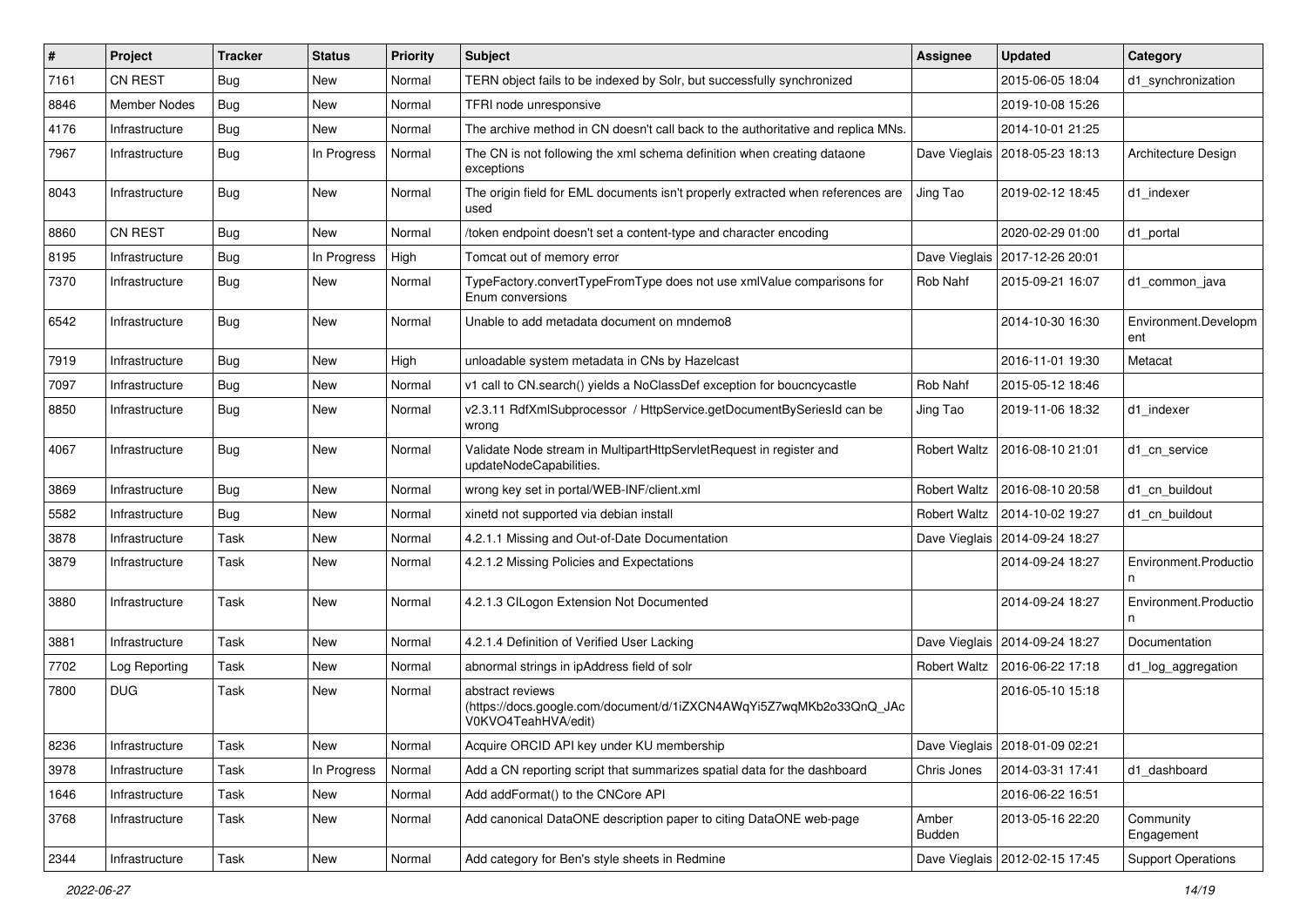| # | Project | Tracker | Status | Priority | Subject | Assignee | Updated | Category |
|---|---|---|---|---|---|---|---|---|
| 7161 | CN REST | Bug | New | Normal | TERN object fails to be indexed by Solr, but successfully synchronized | | 2015-06-05 18:04 | d1_synchronization |
| 8846 | Member Nodes | Bug | New | Normal | TFRI node unresponsive | | 2019-10-08 15:26 | |
| 4176 | Infrastructure | Bug | New | Normal | The archive method in CN doesn't call back to the authoritative and replica MNs. | | 2014-10-01 21:25 | |
| 7967 | Infrastructure | Bug | In Progress | Normal | The CN is not following the xml schema definition when creating dataone exceptions | Dave Vieglais | 2018-05-23 18:13 | Architecture Design |
| 8043 | Infrastructure | Bug | New | Normal | The origin field for EML documents isn't properly extracted when references are used | Jing Tao | 2019-02-12 18:45 | d1_indexer |
| 8860 | CN REST | Bug | New | Normal | /token endpoint doesn't set a content-type and character encoding | | 2020-02-29 01:00 | d1_portal |
| 8195 | Infrastructure | Bug | In Progress | High | Tomcat out of memory error | Dave Vieglais | 2017-12-26 20:01 | |
| 7370 | Infrastructure | Bug | New | Normal | TypeFactory.convertTypeFromType does not use xmlValue comparisons for Enum conversions | Rob Nahf | 2015-09-21 16:07 | d1_common_java |
| 6542 | Infrastructure | Bug | New | Normal | Unable to add metadata document on mndemo8 | | 2014-10-30 16:30 | Environment.Development |
| 7919 | Infrastructure | Bug | New | High | unloadable system metadata in CNs by Hazelcast | | 2016-11-01 19:30 | Metacat |
| 7097 | Infrastructure | Bug | New | Normal | v1 call to CN.search() yields a NoClassDef exception for boucncycastle | Rob Nahf | 2015-05-12 18:46 | |
| 8850 | Infrastructure | Bug | New | Normal | v2.3.11 RdfXmlSubprocessor / HttpService.getDocumentBySeriesId can be wrong | Jing Tao | 2019-11-06 18:32 | d1_indexer |
| 4067 | Infrastructure | Bug | New | Normal | Validate Node stream in MultipartHttpServletRequest in register and updateNodeCapabilities. | Robert Waltz | 2016-08-10 21:01 | d1_cn_service |
| 3869 | Infrastructure | Bug | New | Normal | wrong key set in portal/WEB-INF/client.xml | Robert Waltz | 2016-08-10 20:58 | d1_cn_buildout |
| 5582 | Infrastructure | Bug | New | Normal | xinetd not supported via debian install | Robert Waltz | 2014-10-02 19:27 | d1_cn_buildout |
| 3878 | Infrastructure | Task | New | Normal | 4.2.1.1 Missing and Out-of-Date Documentation | Dave Vieglais | 2014-09-24 18:27 | |
| 3879 | Infrastructure | Task | New | Normal | 4.2.1.2 Missing Policies and Expectations | | 2014-09-24 18:27 | Environment.Production |
| 3880 | Infrastructure | Task | New | Normal | 4.2.1.3 CILogon Extension Not Documented | | 2014-09-24 18:27 | Environment.Production |
| 3881 | Infrastructure | Task | New | Normal | 4.2.1.4 Definition of Verified User Lacking | Dave Vieglais | 2014-09-24 18:27 | Documentation |
| 7702 | Log Reporting | Task | New | Normal | abnormal strings in ipAddress field of solr | Robert Waltz | 2016-06-22 17:18 | d1_log_aggregation |
| 7800 | DUG | Task | New | Normal | abstract reviews (https://docs.google.com/document/d/1iZXCN4AWqYi5Z7wqMKb2o33QnQ_JAcV0KVO4TeahHVA/edit) | | 2016-05-10 15:18 | |
| 8236 | Infrastructure | Task | New | Normal | Acquire ORCID API key under KU membership | Dave Vieglais | 2018-01-09 02:21 | |
| 3978 | Infrastructure | Task | In Progress | Normal | Add a CN reporting script that summarizes spatial data for the dashboard | Chris Jones | 2014-03-31 17:41 | d1_dashboard |
| 1646 | Infrastructure | Task | New | Normal | Add addFormat() to the CNCore API | | 2016-06-22 16:51 | |
| 3768 | Infrastructure | Task | New | Normal | Add canonical DataONE description paper to citing DataONE web-page | Amber Budden | 2013-05-16 22:20 | Community Engagement |
| 2344 | Infrastructure | Task | New | Normal | Add category for Ben's style sheets in Redmine | Dave Vieglais | 2012-02-15 17:45 | Support Operations |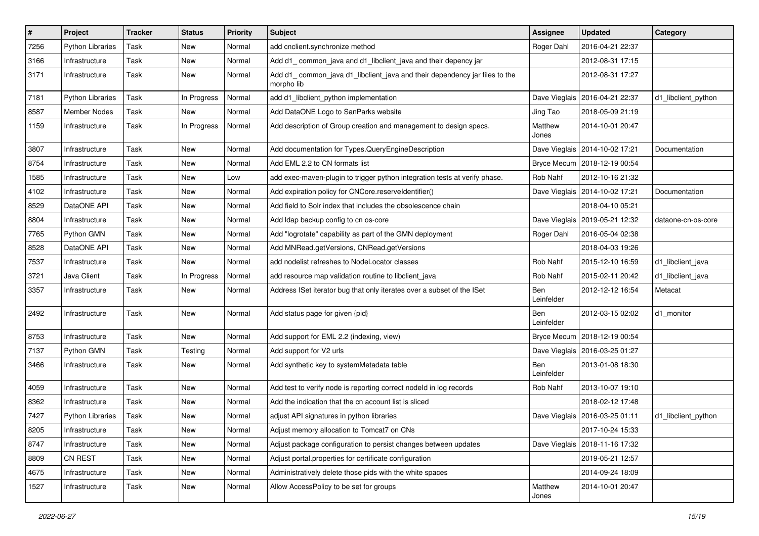| # | Project | Tracker | Status | Priority | Subject | Assignee | Updated | Category |
|---|---|---|---|---|---|---|---|---|
| 7256 | Python Libraries | Task | New | Normal | add cnclient.synchronize method | Roger Dahl | 2016-04-21 22:37 | |
| 3166 | Infrastructure | Task | New | Normal | Add d1_ common_java and d1_libclient_java and their depency jar | | 2012-08-31 17:15 | |
| 3171 | Infrastructure | Task | New | Normal | Add d1_ common_java d1_libclient_java and their dependency jar files to the morpho lib | | 2012-08-31 17:27 | |
| 7181 | Python Libraries | Task | In Progress | Normal | add d1_libclient_python implementation | Dave Vieglais | 2016-04-21 22:37 | d1_libclient_python |
| 8587 | Member Nodes | Task | New | Normal | Add DataONE Logo to SanParks website | Jing Tao | 2018-05-09 21:19 | |
| 1159 | Infrastructure | Task | In Progress | Normal | Add description of Group creation and management to design specs. | Matthew Jones | 2014-10-01 20:47 | |
| 3807 | Infrastructure | Task | New | Normal | Add documentation for Types.QueryEngineDescription | Dave Vieglais | 2014-10-02 17:21 | Documentation |
| 8754 | Infrastructure | Task | New | Normal | Add EML 2.2 to CN formats list | Bryce Mecum | 2018-12-19 00:54 | |
| 1585 | Infrastructure | Task | New | Low | add exec-maven-plugin to trigger python integration tests at verify phase. | Rob Nahf | 2012-10-16 21:32 | |
| 4102 | Infrastructure | Task | New | Normal | Add expiration policy for CNCore.reserveIdentifier() | Dave Vieglais | 2014-10-02 17:21 | Documentation |
| 8529 | DataONE API | Task | New | Normal | Add field to Solr index that includes the obsolescence chain | | 2018-04-10 05:21 | |
| 8804 | Infrastructure | Task | New | Normal | Add ldap backup config to cn os-core | Dave Vieglais | 2019-05-21 12:32 | dataone-cn-os-core |
| 7765 | Python GMN | Task | New | Normal | Add "logrotate" capability as part of the GMN deployment | Roger Dahl | 2016-05-04 02:38 | |
| 8528 | DataONE API | Task | New | Normal | Add MNRead.getVersions, CNRead.getVersions | | 2018-04-03 19:26 | |
| 7537 | Infrastructure | Task | New | Normal | add nodelist refreshes to NodeLocator classes | Rob Nahf | 2015-12-10 16:59 | d1_libclient_java |
| 3721 | Java Client | Task | In Progress | Normal | add resource map validation routine to libclient_java | Rob Nahf | 2015-02-11 20:42 | d1_libclient_java |
| 3357 | Infrastructure | Task | New | Normal | Address ISet iterator bug that only iterates over a subset of the ISet | Ben Leinfelder | 2012-12-12 16:54 | Metacat |
| 2492 | Infrastructure | Task | New | Normal | Add status page for given {pid} | Ben Leinfelder | 2012-03-15 02:02 | d1_monitor |
| 8753 | Infrastructure | Task | New | Normal | Add support for EML 2.2 (indexing, view) | Bryce Mecum | 2018-12-19 00:54 | |
| 7137 | Python GMN | Task | Testing | Normal | Add support for V2 urls | Dave Vieglais | 2016-03-25 01:27 | |
| 3466 | Infrastructure | Task | New | Normal | Add synthetic key to systemMetadata table | Ben Leinfelder | 2013-01-08 18:30 | |
| 4059 | Infrastructure | Task | New | Normal | Add test to verify node is reporting correct nodeId in log records | Rob Nahf | 2013-10-07 19:10 | |
| 8362 | Infrastructure | Task | New | Normal | Add the indication that the cn account list is sliced | | 2018-02-12 17:48 | |
| 7427 | Python Libraries | Task | New | Normal | adjust API signatures in python libraries | Dave Vieglais | 2016-03-25 01:11 | d1_libclient_python |
| 8205 | Infrastructure | Task | New | Normal | Adjust memory allocation to Tomcat7 on CNs | | 2017-10-24 15:33 | |
| 8747 | Infrastructure | Task | New | Normal | Adjust package configuration to persist changes between updates | Dave Vieglais | 2018-11-16 17:32 | |
| 8809 | CN REST | Task | New | Normal | Adjust portal.properties for certificate configuration | | 2019-05-21 12:57 | |
| 4675 | Infrastructure | Task | New | Normal | Administratively delete those pids with the white spaces | | 2014-09-24 18:09 | |
| 1527 | Infrastructure | Task | New | Normal | Allow AccessPolicy to be set for groups | Matthew Jones | 2014-10-01 20:47 | |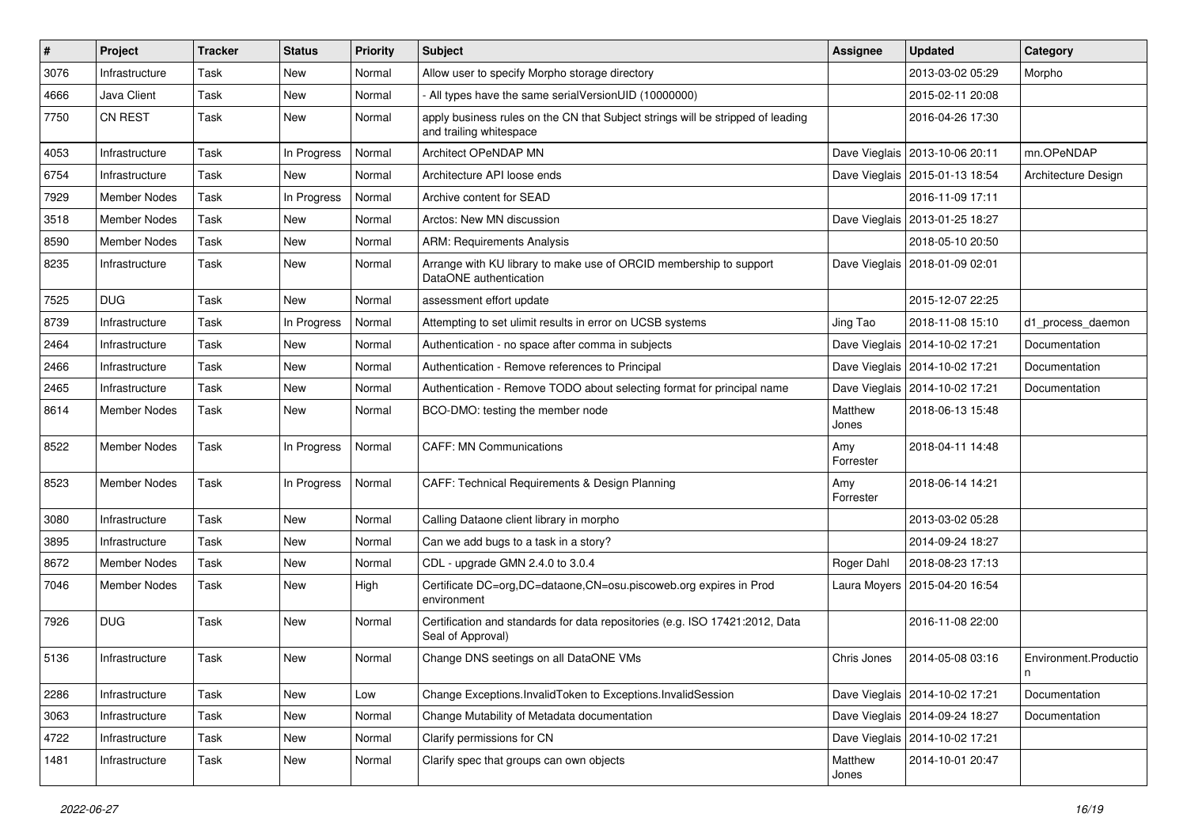| # | Project | Tracker | Status | Priority | Subject | Assignee | Updated | Category |
|---|---|---|---|---|---|---|---|---|
| 3076 | Infrastructure | Task | New | Normal | Allow user to specify Morpho storage directory | | 2013-03-02 05:29 | Morpho |
| 4666 | Java Client | Task | New | Normal | - All types have the same serialVersionUID (10000000) | | 2015-02-11 20:08 | |
| 7750 | CN REST | Task | New | Normal | apply business rules on the CN that Subject strings will be stripped of leading and trailing whitespace | | 2016-04-26 17:30 | |
| 4053 | Infrastructure | Task | In Progress | Normal | Architect OPeNDAP MN | Dave Vieglais | 2013-10-06 20:11 | mn.OPeNDAP |
| 6754 | Infrastructure | Task | New | Normal | Architecture API loose ends | Dave Vieglais | 2015-01-13 18:54 | Architecture Design |
| 7929 | Member Nodes | Task | In Progress | Normal | Archive content for SEAD | | 2016-11-09 17:11 | |
| 3518 | Member Nodes | Task | New | Normal | Arctos: New MN discussion | Dave Vieglais | 2013-01-25 18:27 | |
| 8590 | Member Nodes | Task | New | Normal | ARM: Requirements Analysis | | 2018-05-10 20:50 | |
| 8235 | Infrastructure | Task | New | Normal | Arrange with KU library to make use of ORCID membership to support DataONE authentication | Dave Vieglais | 2018-01-09 02:01 | |
| 7525 | DUG | Task | New | Normal | assessment effort update | | 2015-12-07 22:25 | |
| 8739 | Infrastructure | Task | In Progress | Normal | Attempting to set ulimit results in error on UCSB systems | Jing Tao | 2018-11-08 15:10 | d1_process_daemon |
| 2464 | Infrastructure | Task | New | Normal | Authentication - no space after comma in subjects | Dave Vieglais | 2014-10-02 17:21 | Documentation |
| 2466 | Infrastructure | Task | New | Normal | Authentication - Remove references to Principal | Dave Vieglais | 2014-10-02 17:21 | Documentation |
| 2465 | Infrastructure | Task | New | Normal | Authentication - Remove TODO about selecting format for principal name | Dave Vieglais | 2014-10-02 17:21 | Documentation |
| 8614 | Member Nodes | Task | New | Normal | BCO-DMO: testing the member node | Matthew Jones | 2018-06-13 15:48 | |
| 8522 | Member Nodes | Task | In Progress | Normal | CAFF: MN Communications | Amy Forrester | 2018-04-11 14:48 | |
| 8523 | Member Nodes | Task | In Progress | Normal | CAFF: Technical Requirements & Design Planning | Amy Forrester | 2018-06-14 14:21 | |
| 3080 | Infrastructure | Task | New | Normal | Calling Dataone client library in morpho | | 2013-03-02 05:28 | |
| 3895 | Infrastructure | Task | New | Normal | Can we add bugs to a task in a story? | | 2014-09-24 18:27 | |
| 8672 | Member Nodes | Task | New | Normal | CDL - upgrade GMN 2.4.0 to 3.0.4 | Roger Dahl | 2018-08-23 17:13 | |
| 7046 | Member Nodes | Task | New | High | Certificate DC=org,DC=dataone,CN=osu.piscoweb.org expires in Prod environment | Laura Moyers | 2015-04-20 16:54 | |
| 7926 | DUG | Task | New | Normal | Certification and standards for data repositories (e.g. ISO 17421:2012, Data Seal of Approval) | | 2016-11-08 22:00 | |
| 5136 | Infrastructure | Task | New | Normal | Change DNS seetings on all DataONE VMs | Chris Jones | 2014-05-08 03:16 | Environment.Production |
| 2286 | Infrastructure | Task | New | Low | Change Exceptions.InvalidToken to Exceptions.InvalidSession | Dave Vieglais | 2014-10-02 17:21 | Documentation |
| 3063 | Infrastructure | Task | New | Normal | Change Mutability of Metadata documentation | Dave Vieglais | 2014-09-24 18:27 | Documentation |
| 4722 | Infrastructure | Task | New | Normal | Clarify permissions for CN | Dave Vieglais | 2014-10-02 17:21 | |
| 1481 | Infrastructure | Task | New | Normal | Clarify spec that groups can own objects | Matthew Jones | 2014-10-01 20:47 | |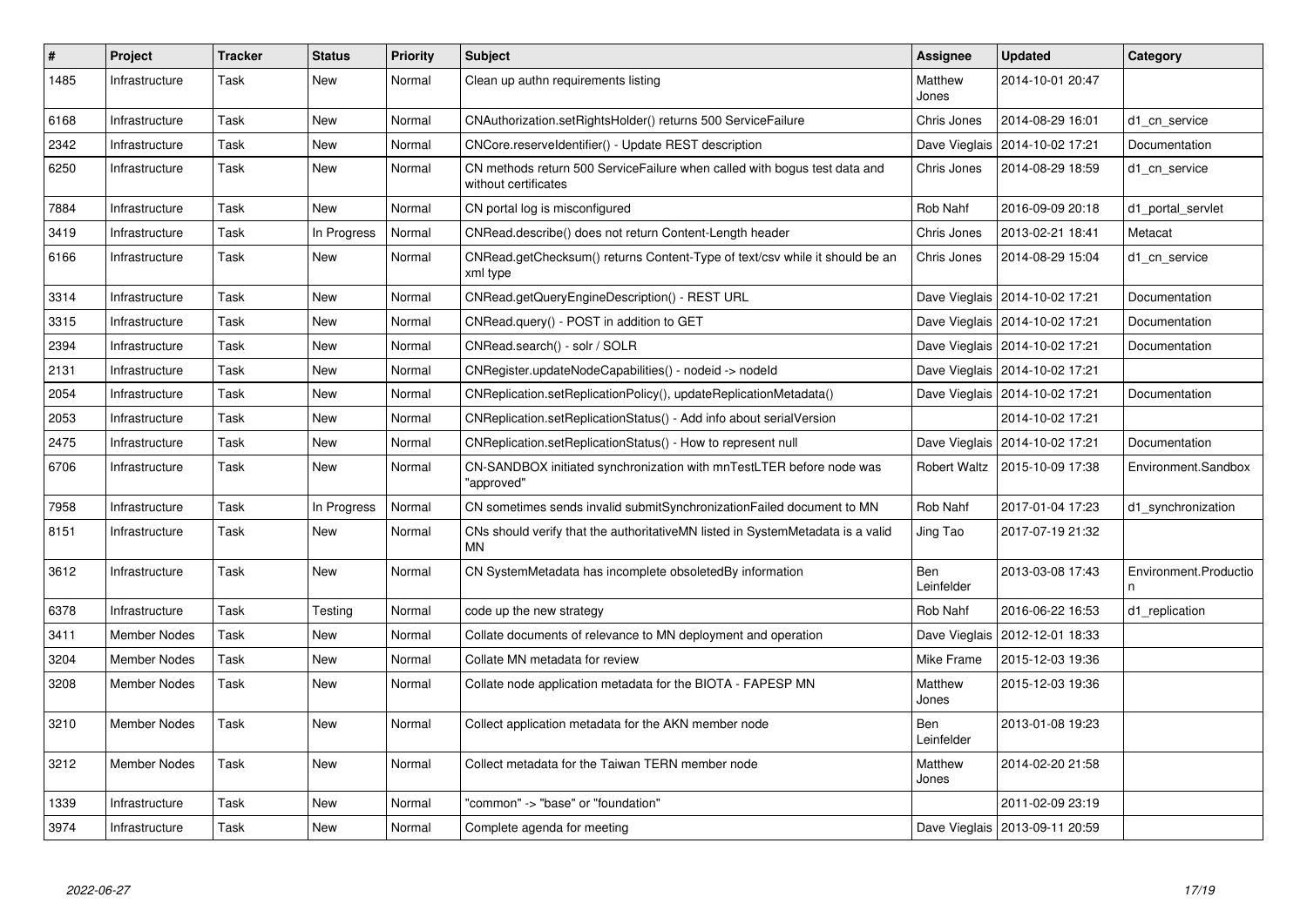| # | Project | Tracker | Status | Priority | Subject | Assignee | Updated | Category |
|---|---|---|---|---|---|---|---|---|
| 1485 | Infrastructure | Task | New | Normal | Clean up authn requirements listing | Matthew Jones | 2014-10-01 20:47 | |
| 6168 | Infrastructure | Task | New | Normal | CNAuthorization.setRightsHolder() returns 500 ServiceFailure | Chris Jones | 2014-08-29 16:01 | d1_cn_service |
| 2342 | Infrastructure | Task | New | Normal | CNCore.reserveIdentifier() - Update REST description | Dave Vieglais | 2014-10-02 17:21 | Documentation |
| 6250 | Infrastructure | Task | New | Normal | CN methods return 500 ServiceFailure when called with bogus test data and without certificates | Chris Jones | 2014-08-29 18:59 | d1_cn_service |
| 7884 | Infrastructure | Task | New | Normal | CN portal log is misconfigured | Rob Nahf | 2016-09-09 20:18 | d1_portal_servlet |
| 3419 | Infrastructure | Task | In Progress | Normal | CNRead.describe() does not return Content-Length header | Chris Jones | 2013-02-21 18:41 | Metacat |
| 6166 | Infrastructure | Task | New | Normal | CNRead.getChecksum() returns Content-Type of text/csv while it should be an xml type | Chris Jones | 2014-08-29 15:04 | d1_cn_service |
| 3314 | Infrastructure | Task | New | Normal | CNRead.getQueryEngineDescription() - REST URL | Dave Vieglais | 2014-10-02 17:21 | Documentation |
| 3315 | Infrastructure | Task | New | Normal | CNRead.query() - POST in addition to GET | Dave Vieglais | 2014-10-02 17:21 | Documentation |
| 2394 | Infrastructure | Task | New | Normal | CNRead.search() - solr / SOLR | Dave Vieglais | 2014-10-02 17:21 | Documentation |
| 2131 | Infrastructure | Task | New | Normal | CNRegister.updateNodeCapabilities() - nodeid -> nodeId | Dave Vieglais | 2014-10-02 17:21 | |
| 2054 | Infrastructure | Task | New | Normal | CNReplication.setReplicationPolicy(), updateReplicationMetadata() | Dave Vieglais | 2014-10-02 17:21 | Documentation |
| 2053 | Infrastructure | Task | New | Normal | CNReplication.setReplicationStatus() - Add info about serialVersion | | 2014-10-02 17:21 | |
| 2475 | Infrastructure | Task | New | Normal | CNReplication.setReplicationStatus() - How to represent null | Dave Vieglais | 2014-10-02 17:21 | Documentation |
| 6706 | Infrastructure | Task | New | Normal | CN-SANDBOX initiated synchronization with mnTestLTER before node was "approved" | Robert Waltz | 2015-10-09 17:38 | Environment.Sandbox |
| 7958 | Infrastructure | Task | In Progress | Normal | CN sometimes sends invalid submitSynchronizationFailed document to MN | Rob Nahf | 2017-01-04 17:23 | d1_synchronization |
| 8151 | Infrastructure | Task | New | Normal | CNs should verify that the authoritativeMN listed in SystemMetadata is a valid MN | Jing Tao | 2017-07-19 21:32 | |
| 3612 | Infrastructure | Task | New | Normal | CN SystemMetadata has incomplete obsoletedBy information | Ben Leinfelder | 2013-03-08 17:43 | Environment.Production |
| 6378 | Infrastructure | Task | Testing | Normal | code up the new strategy | Rob Nahf | 2016-06-22 16:53 | d1_replication |
| 3411 | Member Nodes | Task | New | Normal | Collate documents of relevance to MN deployment and operation | Dave Vieglais | 2012-12-01 18:33 | |
| 3204 | Member Nodes | Task | New | Normal | Collate MN metadata for review | Mike Frame | 2015-12-03 19:36 | |
| 3208 | Member Nodes | Task | New | Normal | Collate node application metadata for the BIOTA - FAPESP MN | Matthew Jones | 2015-12-03 19:36 | |
| 3210 | Member Nodes | Task | New | Normal | Collect application metadata for the AKN member node | Ben Leinfelder | 2013-01-08 19:23 | |
| 3212 | Member Nodes | Task | New | Normal | Collect metadata for the Taiwan TERN member node | Matthew Jones | 2014-02-20 21:58 | |
| 1339 | Infrastructure | Task | New | Normal | "common" -> "base" or "foundation" | | 2011-02-09 23:19 | |
| 3974 | Infrastructure | Task | New | Normal | Complete agenda for meeting | Dave Vieglais | 2013-09-11 20:59 | |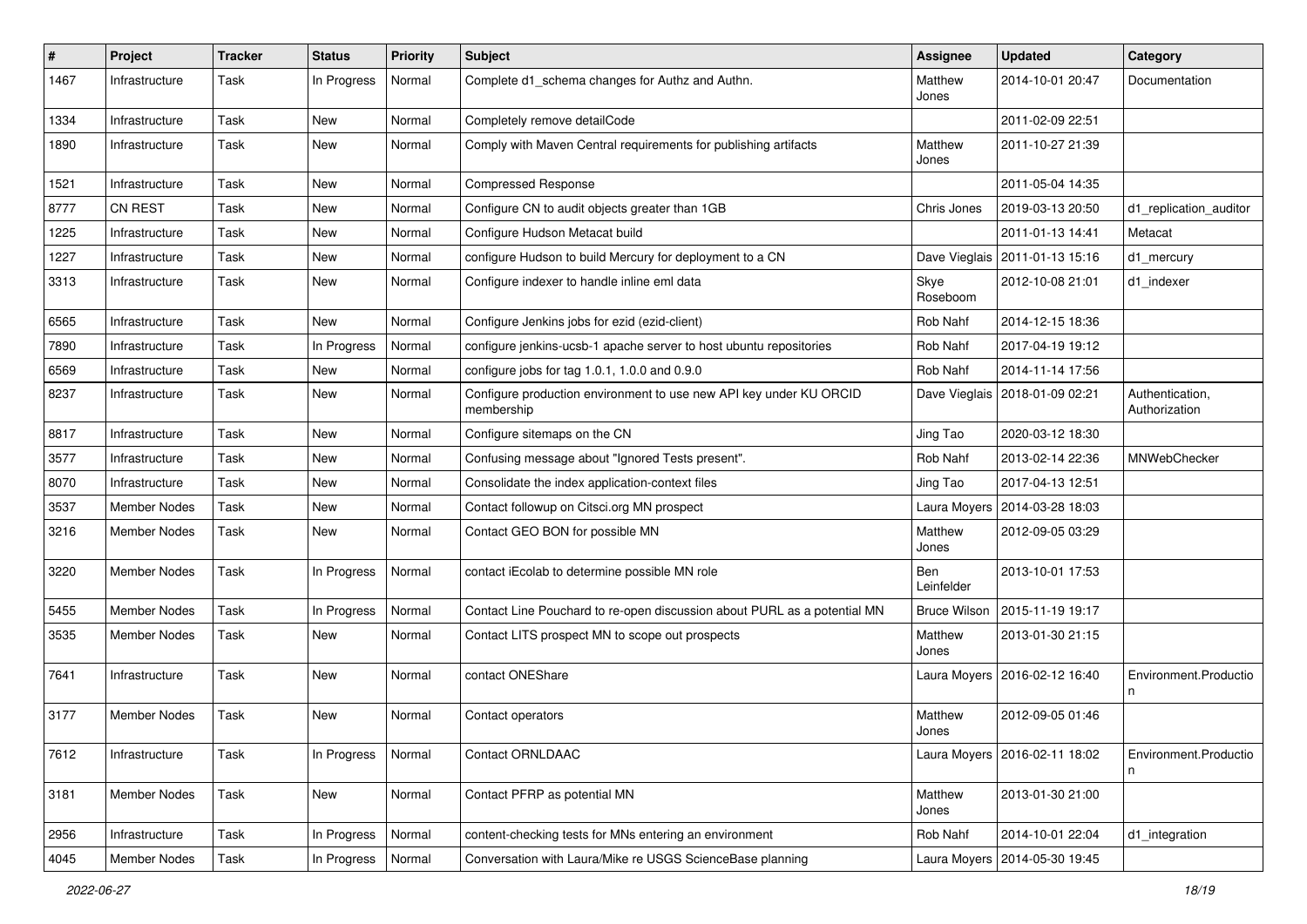| # | Project | Tracker | Status | Priority | Subject | Assignee | Updated | Category |
|---|---|---|---|---|---|---|---|---|
| 1467 | Infrastructure | Task | In Progress | Normal | Complete d1_schema changes for Authz and Authn. | Matthew Jones | 2014-10-01 20:47 | Documentation |
| 1334 | Infrastructure | Task | New | Normal | Completely remove detailCode | | 2011-02-09 22:51 | |
| 1890 | Infrastructure | Task | New | Normal | Comply with Maven Central requirements for publishing artifacts | Matthew Jones | 2011-10-27 21:39 | |
| 1521 | Infrastructure | Task | New | Normal | Compressed Response | | 2011-05-04 14:35 | |
| 8777 | CN REST | Task | New | Normal | Configure CN to audit objects greater than 1GB | Chris Jones | 2019-03-13 20:50 | d1_replication_auditor |
| 1225 | Infrastructure | Task | New | Normal | Configure Hudson Metacat build | | 2011-01-13 14:41 | Metacat |
| 1227 | Infrastructure | Task | New | Normal | configure Hudson to build Mercury for deployment to a CN | Dave Vieglais | 2011-01-13 15:16 | d1_mercury |
| 3313 | Infrastructure | Task | New | Normal | Configure indexer to handle inline eml data | Skye Roseboom | 2012-10-08 21:01 | d1_indexer |
| 6565 | Infrastructure | Task | New | Normal | Configure Jenkins jobs for ezid (ezid-client) | Rob Nahf | 2014-12-15 18:36 | |
| 7890 | Infrastructure | Task | In Progress | Normal | configure jenkins-ucsb-1 apache server to host ubuntu repositories | Rob Nahf | 2017-04-19 19:12 | |
| 6569 | Infrastructure | Task | New | Normal | configure jobs for tag 1.0.1, 1.0.0 and 0.9.0 | Rob Nahf | 2014-11-14 17:56 | |
| 8237 | Infrastructure | Task | New | Normal | Configure production environment to use new API key under KU ORCID membership | Dave Vieglais | 2018-01-09 02:21 | Authentication, Authorization |
| 8817 | Infrastructure | Task | New | Normal | Configure sitemaps on the CN | Jing Tao | 2020-03-12 18:30 | |
| 3577 | Infrastructure | Task | New | Normal | Confusing message about "Ignored Tests present". | Rob Nahf | 2013-02-14 22:36 | MNWebChecker |
| 8070 | Infrastructure | Task | New | Normal | Consolidate the index application-context files | Jing Tao | 2017-04-13 12:51 | |
| 3537 | Member Nodes | Task | New | Normal | Contact followup on Citsci.org MN prospect | Laura Moyers | 2014-03-28 18:03 | |
| 3216 | Member Nodes | Task | New | Normal | Contact GEO BON for possible MN | Matthew Jones | 2012-09-05 03:29 | |
| 3220 | Member Nodes | Task | In Progress | Normal | contact iEcolab to determine possible MN role | Ben Leinfelder | 2013-10-01 17:53 | |
| 5455 | Member Nodes | Task | In Progress | Normal | Contact Line Pouchard to re-open discussion about PURL as a potential MN | Bruce Wilson | 2015-11-19 19:17 | |
| 3535 | Member Nodes | Task | New | Normal | Contact LITS prospect MN to scope out prospects | Matthew Jones | 2013-01-30 21:15 | |
| 7641 | Infrastructure | Task | New | Normal | contact ONEShare | Laura Moyers | 2016-02-12 16:40 | Environment.Production |
| 3177 | Member Nodes | Task | New | Normal | Contact operators | Matthew Jones | 2012-09-05 01:46 | |
| 7612 | Infrastructure | Task | In Progress | Normal | Contact ORNLDAAC | Laura Moyers | 2016-02-11 18:02 | Environment.Production |
| 3181 | Member Nodes | Task | New | Normal | Contact PFRP as potential MN | Matthew Jones | 2013-01-30 21:00 | |
| 2956 | Infrastructure | Task | In Progress | Normal | content-checking tests for MNs entering an environment | Rob Nahf | 2014-10-01 22:04 | d1_integration |
| 4045 | Member Nodes | Task | In Progress | Normal | Conversation with Laura/Mike re USGS ScienceBase planning | Laura Moyers | 2014-05-30 19:45 | |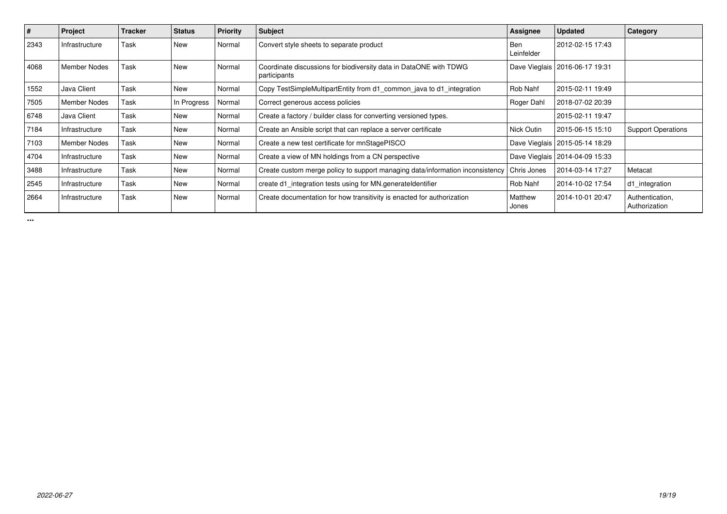| # | Project | Tracker | Status | Priority | Subject | Assignee | Updated | Category |
|---|---|---|---|---|---|---|---|---|
| 2343 | Infrastructure | Task | New | Normal | Convert style sheets to separate product | Ben Leinfelder | 2012-02-15 17:43 | |
| 4068 | Member Nodes | Task | New | Normal | Coordinate discussions for biodiversity data in DataONE with TDWG participants | Dave Vieglais | 2016-06-17 19:31 | |
| 1552 | Java Client | Task | New | Normal | Copy TestSimpleMultipartEntity from d1_common_java to d1_integration | Rob Nahf | 2015-02-11 19:49 | |
| 7505 | Member Nodes | Task | In Progress | Normal | Correct generous access policies | Roger Dahl | 2018-07-02 20:39 | |
| 6748 | Java Client | Task | New | Normal | Create a factory / builder class for converting versioned types. | | 2015-02-11 19:47 | |
| 7184 | Infrastructure | Task | New | Normal | Create an Ansible script that can replace a server certificate | Nick Outin | 2015-06-15 15:10 | Support Operations |
| 7103 | Member Nodes | Task | New | Normal | Create a new test certificate for mnStagePISCO | Dave Vieglais | 2015-05-14 18:29 | |
| 4704 | Infrastructure | Task | New | Normal | Create a view of MN holdings from a CN perspective | Dave Vieglais | 2014-04-09 15:33 | |
| 3488 | Infrastructure | Task | New | Normal | Create custom merge policy to support managing data/information inconsistency | Chris Jones | 2014-03-14 17:27 | Metacat |
| 2545 | Infrastructure | Task | New | Normal | create d1_integration tests using for MN.generateIdentifier | Rob Nahf | 2014-10-02 17:54 | d1_integration |
| 2664 | Infrastructure | Task | New | Normal | Create documentation for how transitivity is enacted for authorization | Matthew Jones | 2014-10-01 20:47 | Authentication, Authorization |

...